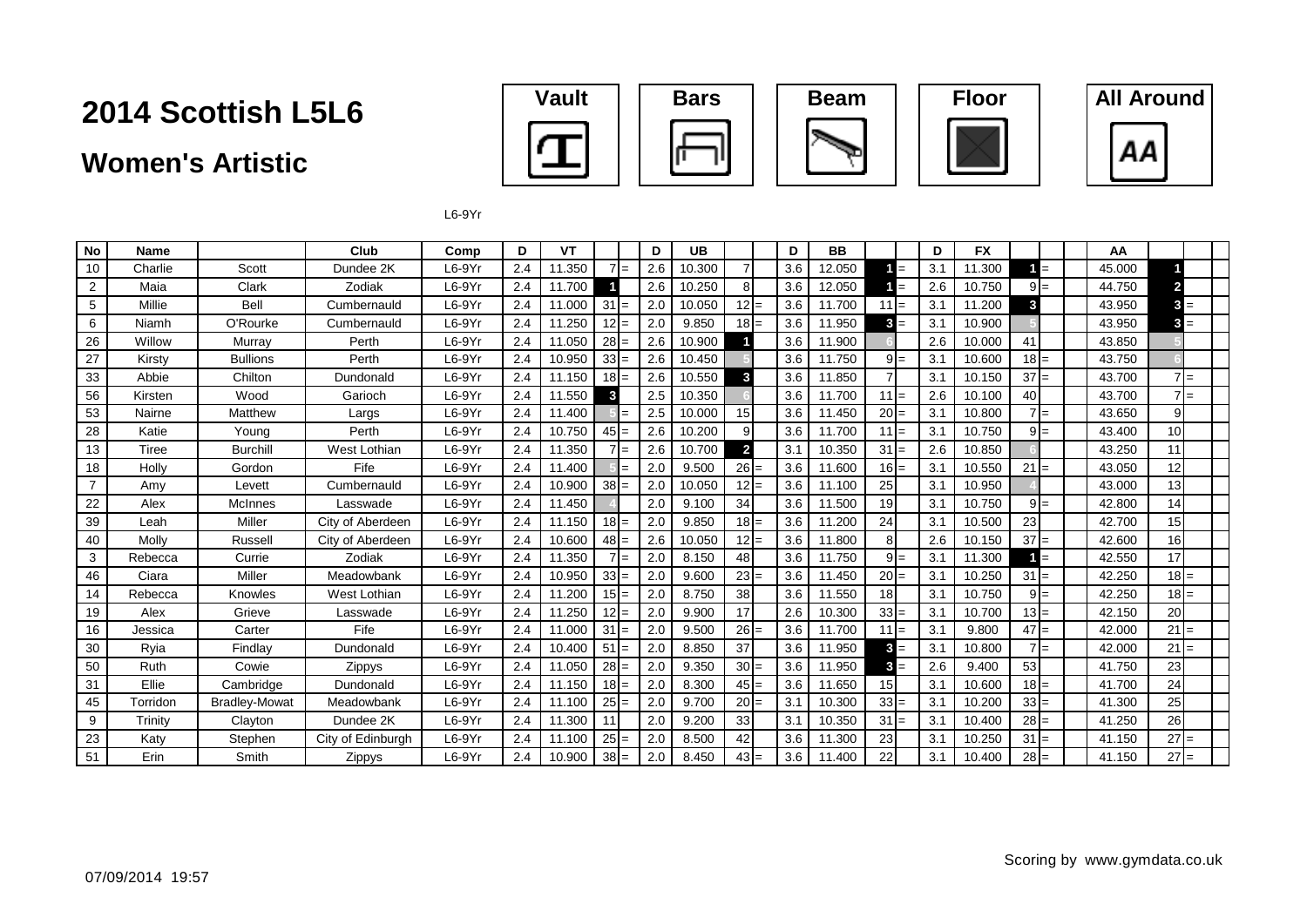# 2014 Scottish L5L6

## Women's Artistic

Vault | Bars | Beam | Floor | All Around

L6-9Yr

| No | Name | | Club | Comp | D | VT | | | D | UB | | | D | BB | | | D | FX | | | | AA | | |
|---|---|---|---|---|---|---|---|---|---|---|---|---|---|---|---|---|---|---|---|---|---|---|---|---|
| 10 | Charlie | Scott | Dundee 2K | L6-9Yr | 2.4 | 11.350 | 7 | = | 2.6 | 10.300 | 7 | | 3.6 | 12.050 | 1 | = | 3.1 | 11.300 | 1 | = | | 45.000 | 1 | |
| 2 | Maia | Clark | Zodiak | L6-9Yr | 2.4 | 11.700 | 1 | | 2.6 | 10.250 | 8 | | 3.6 | 12.050 | 1 | = | 2.6 | 10.750 | 9 | = | | 44.750 | 2 | |
| 5 | Millie | Bell | Cumbernauld | L6-9Yr | 2.4 | 11.000 | 31 | = | 2.0 | 10.050 | 12 | = | 3.6 | 11.700 | 11 | = | 3.1 | 11.200 | 3 | | | 43.950 | 3 | = |
| 6 | Niamh | O'Rourke | Cumbernauld | L6-9Yr | 2.4 | 11.250 | 12 | = | 2.0 | 9.850 | 18 | = | 3.6 | 11.950 | 3 | = | 3.1 | 10.900 | 5 | | | 43.950 | 3 | = |
| 26 | Willow | Murray | Perth | L6-9Yr | 2.4 | 11.050 | 28 | = | 2.6 | 10.900 | 1 | | 3.6 | 11.900 | 6 | | 2.6 | 10.000 | 41 | | | 43.850 | 5 | |
| 27 | Kirsty | Bullions | Perth | L6-9Yr | 2.4 | 10.950 | 33 | = | 2.6 | 10.450 | 5 | | 3.6 | 11.750 | 9 | = | 3.1 | 10.600 | 18 | = | | 43.750 | 6 | |
| 33 | Abbie | Chilton | Dundonald | L6-9Yr | 2.4 | 11.150 | 18 | = | 2.6 | 10.550 | 3 | | 3.6 | 11.850 | 7 | | 3.1 | 10.150 | 37 | = | | 43.700 | 7 | = |
| 56 | Kirsten | Wood | Garioch | L6-9Yr | 2.4 | 11.550 | 3 | | 2.5 | 10.350 | 6 | | 3.6 | 11.700 | 11 | = | 2.6 | 10.100 | 40 | | | 43.700 | 7 | = |
| 53 | Nairne | Matthew | Largs | L6-9Yr | 2.4 | 11.400 | 5 | = | 2.5 | 10.000 | 15 | | 3.6 | 11.450 | 20 | = | 3.1 | 10.800 | 7 | = | | 43.650 | 9 | |
| 28 | Katie | Young | Perth | L6-9Yr | 2.4 | 10.750 | 45 | = | 2.6 | 10.200 | 9 | | 3.6 | 11.700 | 11 | = | 3.1 | 10.750 | 9 | = | | 43.400 | 10 | |
| 13 | Tiree | Burchill | West Lothian | L6-9Yr | 2.4 | 11.350 | 7 | = | 2.6 | 10.700 | 2 | | 3.1 | 10.350 | 31 | = | 2.6 | 10.850 | 6 | | | 43.250 | 11 | |
| 18 | Holly | Gordon | Fife | L6-9Yr | 2.4 | 11.400 | 5 | = | 2.0 | 9.500 | 26 | = | 3.6 | 11.600 | 16 | = | 3.1 | 10.550 | 21 | = | | 43.050 | 12 | |
| 7 | Amy | Levett | Cumbernauld | L6-9Yr | 2.4 | 10.900 | 38 | = | 2.0 | 10.050 | 12 | = | 3.6 | 11.100 | 25 | | 3.1 | 10.950 | 4 | | | 43.000 | 13 | |
| 22 | Alex | McInnes | Lasswade | L6-9Yr | 2.4 | 11.450 | 4 | | 2.0 | 9.100 | 34 | | 3.6 | 11.500 | 19 | | 3.1 | 10.750 | 9 | = | | 42.800 | 14 | |
| 39 | Leah | Miller | City of Aberdeen | L6-9Yr | 2.4 | 11.150 | 18 | = | 2.0 | 9.850 | 18 | = | 3.6 | 11.200 | 24 | | 3.1 | 10.500 | 23 | | | 42.700 | 15 | |
| 40 | Molly | Russell | City of Aberdeen | L6-9Yr | 2.4 | 10.600 | 48 | = | 2.6 | 10.050 | 12 | = | 3.6 | 11.800 | 8 | | 2.6 | 10.150 | 37 | = | | 42.600 | 16 | |
| 3 | Rebecca | Currie | Zodiak | L6-9Yr | 2.4 | 11.350 | 7 | = | 2.0 | 8.150 | 48 | | 3.6 | 11.750 | 9 | = | 3.1 | 11.300 | 1 | = | | 42.550 | 17 | |
| 46 | Ciara | Miller | Meadowbank | L6-9Yr | 2.4 | 10.950 | 33 | = | 2.0 | 9.600 | 23 | = | 3.6 | 11.450 | 20 | = | 3.1 | 10.250 | 31 | = | | 42.250 | 18 | = |
| 14 | Rebecca | Knowles | West Lothian | L6-9Yr | 2.4 | 11.200 | 15 | = | 2.0 | 8.750 | 38 | | 3.6 | 11.550 | 18 | | 3.1 | 10.750 | 9 | = | | 42.250 | 18 | = |
| 19 | Alex | Grieve | Lasswade | L6-9Yr | 2.4 | 11.250 | 12 | = | 2.0 | 9.900 | 17 | | 2.6 | 10.300 | 33 | = | 3.1 | 10.700 | 13 | = | | 42.150 | 20 | |
| 16 | Jessica | Carter | Fife | L6-9Yr | 2.4 | 11.000 | 31 | = | 2.0 | 9.500 | 26 | = | 3.6 | 11.700 | 11 | = | 3.1 | 9.800 | 47 | = | | 42.000 | 21 | = |
| 30 | Ryia | Findlay | Dundonald | L6-9Yr | 2.4 | 10.400 | 51 | = | 2.0 | 8.850 | 37 | | 3.6 | 11.950 | 3 | = | 3.1 | 10.800 | 7 | = | | 42.000 | 21 | = |
| 50 | Ruth | Cowie | Zippys | L6-9Yr | 2.4 | 11.050 | 28 | = | 2.0 | 9.350 | 30 | = | 3.6 | 11.950 | 3 | = | 2.6 | 9.400 | 53 | | | 41.750 | 23 | |
| 31 | Ellie | Cambridge | Dundonald | L6-9Yr | 2.4 | 11.150 | 18 | = | 2.0 | 8.300 | 45 | = | 3.6 | 11.650 | 15 | | 3.1 | 10.600 | 18 | = | | 41.700 | 24 | |
| 45 | Torridon | Bradley-Mowat | Meadowbank | L6-9Yr | 2.4 | 11.100 | 25 | = | 2.0 | 9.700 | 20 | = | 3.1 | 10.300 | 33 | = | 3.1 | 10.200 | 33 | = | | 41.300 | 25 | |
| 9 | Trinity | Clayton | Dundee 2K | L6-9Yr | 2.4 | 11.300 | 11 | | 2.0 | 9.200 | 33 | | 3.1 | 10.350 | 31 | = | 3.1 | 10.400 | 28 | = | | 41.250 | 26 | |
| 23 | Katy | Stephen | City of Edinburgh | L6-9Yr | 2.4 | 11.100 | 25 | = | 2.0 | 8.500 | 42 | | 3.6 | 11.300 | 23 | | 3.1 | 10.250 | 31 | = | | 41.150 | 27 | = |
| 51 | Erin | Smith | Zippys | L6-9Yr | 2.4 | 10.900 | 38 | = | 2.0 | 8.450 | 43 | = | 3.6 | 11.400 | 22 | | 3.1 | 10.400 | 28 | = | | 41.150 | 27 | = |

07/09/2014 19:57

Scoring by www.gymdata.co.uk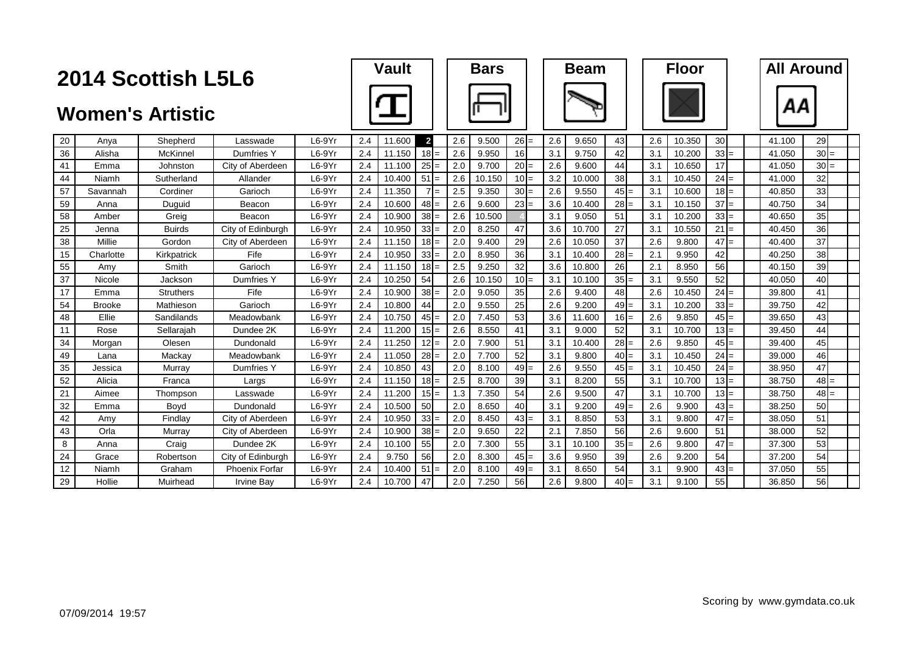# 2014 Scottish L5L6

## Women's Artistic

| | | | | | Vault | | | | Bars | | | | Beam | | | | Floor | | | | All Around | | |
|---|---|---|---|---|---|---|---|---|---|---|---|---|---|---|---|---|---|---|---|---|---|---|---|
| 20 | Anya | Shepherd | Lasswade | L6-9Yr | 2.4 | 11.600 | 2 | | 2.6 | 9.500 | 26 | = | 2.6 | 9.650 | 43 | | 2.6 | 10.350 | 30 | | 41.100 | 29 | |
| 36 | Alisha | McKinnel | Dumfries Y | L6-9Yr | 2.4 | 11.150 | 18 | = | 2.6 | 9.950 | 16 | | 3.1 | 9.750 | 42 | | 3.1 | 10.200 | 33 | = | 41.050 | 30 | = |
| 41 | Emma | Johnston | City of Aberdeen | L6-9Yr | 2.4 | 11.100 | 25 | = | 2.0 | 9.700 | 20 | = | 2.6 | 9.600 | 44 | | 3.1 | 10.650 | 17 | | 41.050 | 30 | = |
| 44 | Niamh | Sutherland | Allander | L6-9Yr | 2.4 | 10.400 | 51 | = | 2.6 | 10.150 | 10 | = | 3.2 | 10.000 | 38 | | 3.1 | 10.450 | 24 | = | 41.000 | 32 | |
| 57 | Savannah | Cordiner | Garioch | L6-9Yr | 2.4 | 11.350 | 7 | = | 2.5 | 9.350 | 30 | = | 2.6 | 9.550 | 45 | = | 3.1 | 10.600 | 18 | = | 40.850 | 33 | |
| 59 | Anna | Duguid | Beacon | L6-9Yr | 2.4 | 10.600 | 48 | = | 2.6 | 9.600 | 23 | = | 3.6 | 10.400 | 28 | = | 3.1 | 10.150 | 37 | = | 40.750 | 34 | |
| 58 | Amber | Greig | Beacon | L6-9Yr | 2.4 | 10.900 | 38 | = | 2.6 | 10.500 | 4 | | 3.1 | 9.050 | 51 | | 3.1 | 10.200 | 33 | = | 40.650 | 35 | |
| 25 | Jenna | Buirds | City of Edinburgh | L6-9Yr | 2.4 | 10.950 | 33 | = | 2.0 | 8.250 | 47 | | 3.6 | 10.700 | 27 | | 3.1 | 10.550 | 21 | = | 40.450 | 36 | |
| 38 | Millie | Gordon | City of Aberdeen | L6-9Yr | 2.4 | 11.150 | 18 | = | 2.0 | 9.400 | 29 | | 2.6 | 10.050 | 37 | | 2.6 | 9.800 | 47 | = | 40.400 | 37 | |
| 15 | Charlotte | Kirkpatrick | Fife | L6-9Yr | 2.4 | 10.950 | 33 | = | 2.0 | 8.950 | 36 | | 3.1 | 10.400 | 28 | = | 2.1 | 9.950 | 42 | | 40.250 | 38 | |
| 55 | Amy | Smith | Garioch | L6-9Yr | 2.4 | 11.150 | 18 | = | 2.5 | 9.250 | 32 | | 3.6 | 10.800 | 26 | | 2.1 | 8.950 | 56 | | 40.150 | 39 | |
| 37 | Nicole | Jackson | Dumfries Y | L6-9Yr | 2.4 | 10.250 | 54 | | 2.6 | 10.150 | 10 | = | 3.1 | 10.100 | 35 | = | 3.1 | 9.550 | 52 | | 40.050 | 40 | |
| 17 | Emma | Struthers | Fife | L6-9Yr | 2.4 | 10.900 | 38 | = | 2.0 | 9.050 | 35 | | 2.6 | 9.400 | 48 | | 2.6 | 10.450 | 24 | = | 39.800 | 41 | |
| 54 | Brooke | Mathieson | Garioch | L6-9Yr | 2.4 | 10.800 | 44 | | 2.0 | 9.550 | 25 | | 2.6 | 9.200 | 49 | = | 3.1 | 10.200 | 33 | = | 39.750 | 42 | |
| 48 | Ellie | Sandilands | Meadowbank | L6-9Yr | 2.4 | 10.750 | 45 | = | 2.0 | 7.450 | 53 | | 3.6 | 11.600 | 16 | = | 2.6 | 9.850 | 45 | = | 39.650 | 43 | |
| 11 | Rose | Sellarajah | Dundee 2K | L6-9Yr | 2.4 | 11.200 | 15 | = | 2.6 | 8.550 | 41 | | 3.1 | 9.000 | 52 | | 3.1 | 10.700 | 13 | = | 39.450 | 44 | |
| 34 | Morgan | Olesen | Dundonald | L6-9Yr | 2.4 | 11.250 | 12 | = | 2.0 | 7.900 | 51 | | 3.1 | 10.400 | 28 | = | 2.6 | 9.850 | 45 | = | 39.400 | 45 | |
| 49 | Lana | Mackay | Meadowbank | L6-9Yr | 2.4 | 11.050 | 28 | = | 2.0 | 7.700 | 52 | | 3.1 | 9.800 | 40 | = | 3.1 | 10.450 | 24 | = | 39.000 | 46 | |
| 35 | Jessica | Murray | Dumfries Y | L6-9Yr | 2.4 | 10.850 | 43 | | 2.0 | 8.100 | 49 | = | 2.6 | 9.550 | 45 | = | 3.1 | 10.450 | 24 | = | 38.950 | 47 | |
| 52 | Alicia | Franca | Largs | L6-9Yr | 2.4 | 11.150 | 18 | = | 2.5 | 8.700 | 39 | | 3.1 | 8.200 | 55 | | 3.1 | 10.700 | 13 | = | 38.750 | 48 | = |
| 21 | Aimee | Thompson | Lasswade | L6-9Yr | 2.4 | 11.200 | 15 | = | 1.3 | 7.350 | 54 | | 2.6 | 9.500 | 47 | | 3.1 | 10.700 | 13 | = | 38.750 | 48 | = |
| 32 | Emma | Boyd | Dundonald | L6-9Yr | 2.4 | 10.500 | 50 | | 2.0 | 8.650 | 40 | | 3.1 | 9.200 | 49 | = | 2.6 | 9.900 | 43 | = | 38.250 | 50 | |
| 42 | Amy | Findlay | City of Aberdeen | L6-9Yr | 2.4 | 10.950 | 33 | = | 2.0 | 8.450 | 43 | = | 3.1 | 8.850 | 53 | | 3.1 | 9.800 | 47 | = | 38.050 | 51 | |
| 43 | Orla | Murray | City of Aberdeen | L6-9Yr | 2.4 | 10.900 | 38 | = | 2.0 | 9.650 | 22 | | 2.1 | 7.850 | 56 | | 2.6 | 9.600 | 51 | | 38.000 | 52 | |
| 8 | Anna | Craig | Dundee 2K | L6-9Yr | 2.4 | 10.100 | 55 | | 2.0 | 7.300 | 55 | | 3.1 | 10.100 | 35 | = | 2.6 | 9.800 | 47 | = | 37.300 | 53 | |
| 24 | Grace | Robertson | City of Edinburgh | L6-9Yr | 2.4 | 9.750 | 56 | | 2.0 | 8.300 | 45 | = | 3.6 | 9.950 | 39 | | 2.6 | 9.200 | 54 | | 37.200 | 54 | |
| 12 | Niamh | Graham | Phoenix Forfar | L6-9Yr | 2.4 | 10.400 | 51 | = | 2.0 | 8.100 | 49 | = | 3.1 | 8.650 | 54 | | 3.1 | 9.900 | 43 | = | 37.050 | 55 | |
| 29 | Hollie | Muirhead | Irvine Bay | L6-9Yr | 2.4 | 10.700 | 47 | | 2.0 | 7.250 | 56 | | 2.6 | 9.800 | 40 | = | 3.1 | 9.100 | 55 | | 36.850 | 56 | |

07/09/2014 19:57

Scoring by www.gymdata.co.uk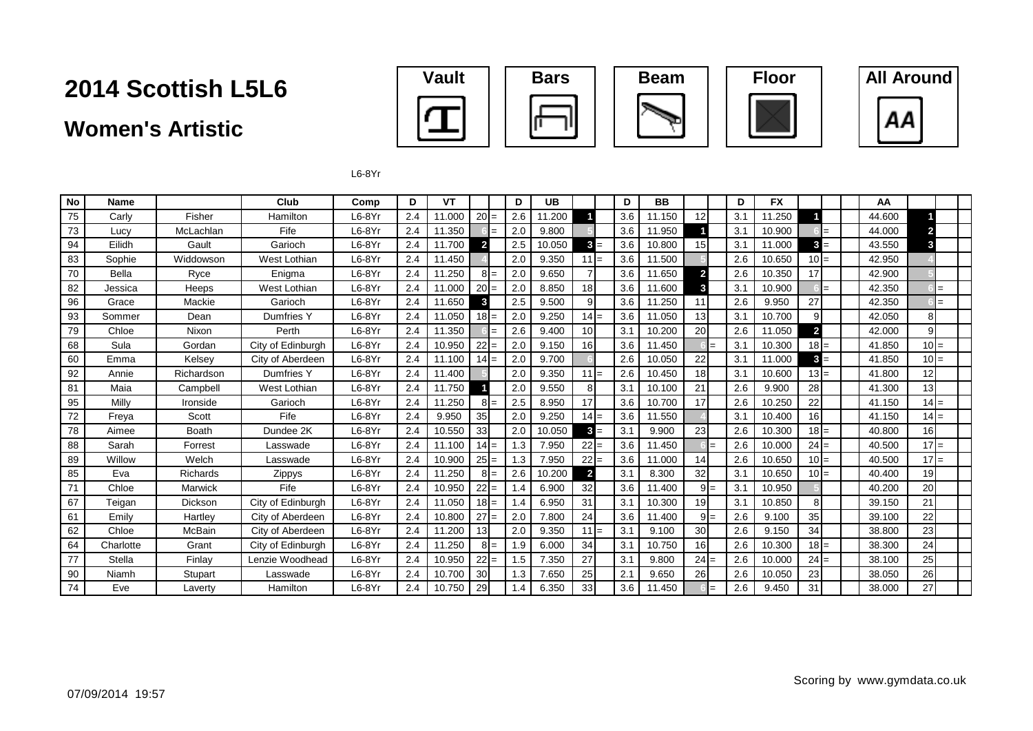# 2014 Scottish L5L6

## Women's Artistic

Vault | Bars | Beam | Floor | All Around

L6-8Yr

| No | Name | | Club | Comp | D | VT | | | D | UB | | | D | BB | | | D | FX | | | AA | | |
|---|---|---|---|---|---|---|---|---|---|---|---|---|---|---|---|---|---|---|---|---|---|---|---|
| 75 | Carly | Fisher | Hamilton | L6-8Yr | 2.4 | 11.000 | 20 | = | 2.6 | 11.200 | 1 | | 3.6 | 11.150 | 12 | | 3.1 | 11.250 | 1 | | 44.600 | 1 | |
| 73 | Lucy | McLachlan | Fife | L6-8Yr | 2.4 | 11.350 | 6 | = | 2.0 | 9.800 | 5 | | 3.6 | 11.950 | 1 | | 3.1 | 10.900 | 6 | = | 44.000 | 2 | |
| 94 | Eilidh | Gault | Garioch | L6-8Yr | 2.4 | 11.700 | 2 | | 2.5 | 10.050 | 3 | = | 3.6 | 10.800 | 15 | | 3.1 | 11.000 | 3 | = | 43.550 | 3 | |
| 83 | Sophie | Widdowson | West Lothian | L6-8Yr | 2.4 | 11.450 | 4 | | 2.0 | 9.350 | 11 | = | 3.6 | 11.500 | 5 | | 2.6 | 10.650 | 10 | = | 42.950 | 4 | |
| 70 | Bella | Ryce | Enigma | L6-8Yr | 2.4 | 11.250 | 8 | = | 2.0 | 9.650 | 7 | | 3.6 | 11.650 | 2 | | 2.6 | 10.350 | 17 | | 42.900 | 5 | |
| 82 | Jessica | Heeps | West Lothian | L6-8Yr | 2.4 | 11.000 | 20 | = | 2.0 | 8.850 | 18 | | 3.6 | 11.600 | 3 | | 3.1 | 10.900 | 6 | = | 42.350 | 6 | = |
| 96 | Grace | Mackie | Garioch | L6-8Yr | 2.4 | 11.650 | 3 | | 2.5 | 9.500 | 9 | | 3.6 | 11.250 | 11 | | 2.6 | 9.950 | 27 | | 42.350 | 6 | = |
| 93 | Sommer | Dean | Dumfries Y | L6-8Yr | 2.4 | 11.050 | 18 | = | 2.0 | 9.250 | 14 | = | 3.6 | 11.050 | 13 | | 3.1 | 10.700 | 9 | | 42.050 | 8 | |
| 79 | Chloe | Nixon | Perth | L6-8Yr | 2.4 | 11.350 | 6 | = | 2.6 | 9.400 | 10 | | 3.1 | 10.200 | 20 | | 2.6 | 11.050 | 2 | | 42.000 | 9 | |
| 68 | Sula | Gordan | City of Edinburgh | L6-8Yr | 2.4 | 10.950 | 22 | = | 2.0 | 9.150 | 16 | | 3.6 | 11.450 | 6 | = | 3.1 | 10.300 | 18 | = | 41.850 | 10 | = |
| 60 | Emma | Kelsey | City of Aberdeen | L6-8Yr | 2.4 | 11.100 | 14 | = | 2.0 | 9.700 | 6 | | 2.6 | 10.050 | 22 | | 3.1 | 11.000 | 3 | = | 41.850 | 10 | = |
| 92 | Annie | Richardson | Dumfries Y | L6-8Yr | 2.4 | 11.400 | 5 | | 2.0 | 9.350 | 11 | = | 2.6 | 10.450 | 18 | | 3.1 | 10.600 | 13 | = | 41.800 | 12 | |
| 81 | Maia | Campbell | West Lothian | L6-8Yr | 2.4 | 11.750 | 1 | | 2.0 | 9.550 | 8 | | 3.1 | 10.100 | 21 | | 2.6 | 9.900 | 28 | | 41.300 | 13 | |
| 95 | Milly | Ironside | Garioch | L6-8Yr | 2.4 | 11.250 | 8 | = | 2.5 | 8.950 | 17 | | 3.6 | 10.700 | 17 | | 2.6 | 10.250 | 22 | | 41.150 | 14 | = |
| 72 | Freya | Scott | Fife | L6-8Yr | 2.4 | 9.950 | 35 | | 2.0 | 9.250 | 14 | = | 3.6 | 11.550 | 4 | | 3.1 | 10.400 | 16 | | 41.150 | 14 | = |
| 78 | Aimee | Boath | Dundee 2K | L6-8Yr | 2.4 | 10.550 | 33 | | 2.0 | 10.050 | 3 | = | 3.1 | 9.900 | 23 | | 2.6 | 10.300 | 18 | = | 40.800 | 16 | |
| 88 | Sarah | Forrest | Lasswade | L6-8Yr | 2.4 | 11.100 | 14 | = | 1.3 | 7.950 | 22 | = | 3.6 | 11.450 | 6 | = | 2.6 | 10.000 | 24 | = | 40.500 | 17 | = |
| 89 | Willow | Welch | Lasswade | L6-8Yr | 2.4 | 10.900 | 25 | = | 1.3 | 7.950 | 22 | = | 3.6 | 11.000 | 14 | | 2.6 | 10.650 | 10 | = | 40.500 | 17 | = |
| 85 | Eva | Richards | Zippys | L6-8Yr | 2.4 | 11.250 | 8 | = | 2.6 | 10.200 | 2 | | 3.1 | 8.300 | 32 | | 3.1 | 10.650 | 10 | = | 40.400 | 19 | |
| 71 | Chloe | Marwick | Fife | L6-8Yr | 2.4 | 10.950 | 22 | = | 1.4 | 6.900 | 32 | | 3.6 | 11.400 | 9 | = | 3.1 | 10.950 | 5 | | 40.200 | 20 | |
| 67 | Teigan | Dickson | City of Edinburgh | L6-8Yr | 2.4 | 11.050 | 18 | = | 1.4 | 6.950 | 31 | | 3.1 | 10.300 | 19 | | 3.1 | 10.850 | 8 | | 39.150 | 21 | |
| 61 | Emily | Hartley | City of Aberdeen | L6-8Yr | 2.4 | 10.800 | 27 | = | 2.0 | 7.800 | 24 | | 3.6 | 11.400 | 9 | = | 2.6 | 9.100 | 35 | | 39.100 | 22 | |
| 62 | Chloe | McBain | City of Aberdeen | L6-8Yr | 2.4 | 11.200 | 13 | | 2.0 | 9.350 | 11 | = | 3.1 | 9.100 | 30 | | 2.6 | 9.150 | 34 | | 38.800 | 23 | |
| 64 | Charlotte | Grant | City of Edinburgh | L6-8Yr | 2.4 | 11.250 | 8 | = | 1.9 | 6.000 | 34 | | 3.1 | 10.750 | 16 | | 2.6 | 10.300 | 18 | = | 38.300 | 24 | |
| 77 | Stella | Finlay | Lenzie Woodhead | L6-8Yr | 2.4 | 10.950 | 22 | = | 1.5 | 7.350 | 27 | | 3.1 | 9.800 | 24 | = | 2.6 | 10.000 | 24 | = | 38.100 | 25 | |
| 90 | Niamh | Stupart | Lasswade | L6-8Yr | 2.4 | 10.700 | 30 | | 1.3 | 7.650 | 25 | | 2.1 | 9.650 | 26 | | 2.6 | 10.050 | 23 | | 38.050 | 26 | |
| 74 | Eve | Laverty | Hamilton | L6-8Yr | 2.4 | 10.750 | 29 | | 1.4 | 6.350 | 33 | | 3.6 | 11.450 | 6 | = | 2.6 | 9.450 | 31 | | 38.000 | 27 | |

07/09/2014 19:57

Scoring by www.gymdata.co.uk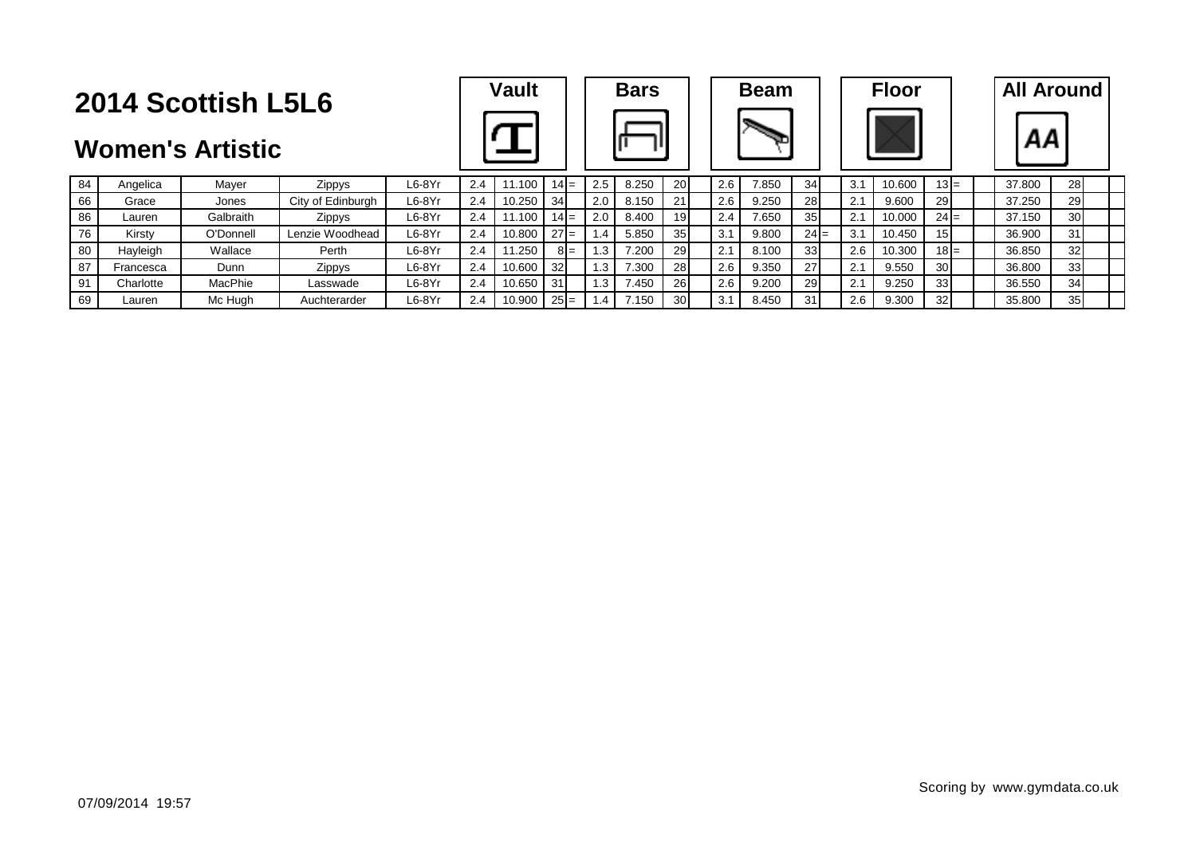# 2014 Scottish L5L6

## Women's Artistic

| | | | | | Vault | | | | Bars | | | | Beam | | | | Floor | | | | All Around | | |
|---|---|---|---|---|---|---|---|---|---|---|---|---|---|---|---|---|---|---|---|---|---|---|---|
| 84 | Angelica | Mayer | Zippys | L6-8Yr | 2.4 | 11.100 | 14 | = | 2.5 | 8.250 | 20 | | 2.6 | 7.850 | 34 | | 3.1 | 10.600 | 13 | = | 37.800 | 28 | |
| 66 | Grace | Jones | City of Edinburgh | L6-8Yr | 2.4 | 10.250 | 34 | | 2.0 | 8.150 | 21 | | 2.6 | 9.250 | 28 | | 2.1 | 9.600 | 29 | | 37.250 | 29 | |
| 86 | Lauren | Galbraith | Zippys | L6-8Yr | 2.4 | 11.100 | 14 | = | 2.0 | 8.400 | 19 | | 2.4 | 7.650 | 35 | | 2.1 | 10.000 | 24 | = | 37.150 | 30 | |
| 76 | Kirsty | O'Donnell | Lenzie Woodhead | L6-8Yr | 2.4 | 10.800 | 27 | = | 1.4 | 5.850 | 35 | | 3.1 | 9.800 | 24 | = | 3.1 | 10.450 | 15 | | 36.900 | 31 | |
| 80 | Hayleigh | Wallace | Perth | L6-8Yr | 2.4 | 11.250 | 8 | = | 1.3 | 7.200 | 29 | | 2.1 | 8.100 | 33 | | 2.6 | 10.300 | 18 | = | 36.850 | 32 | |
| 87 | Francesca | Dunn | Zippys | L6-8Yr | 2.4 | 10.600 | 32 | | 1.3 | 7.300 | 28 | | 2.6 | 9.350 | 27 | | 2.1 | 9.550 | 30 | | 36.800 | 33 | |
| 91 | Charlotte | MacPhie | Lasswade | L6-8Yr | 2.4 | 10.650 | 31 | | 1.3 | 7.450 | 26 | | 2.6 | 9.200 | 29 | | 2.1 | 9.250 | 33 | | 36.550 | 34 | |
| 69 | Lauren | Mc Hugh | Auchterarder | L6-8Yr | 2.4 | 10.900 | 25 | = | 1.4 | 7.150 | 30 | | 3.1 | 8.450 | 31 | | 2.6 | 9.300 | 32 | | 35.800 | 35 | |

07/09/2014 19:57

Scoring by www.gymdata.co.uk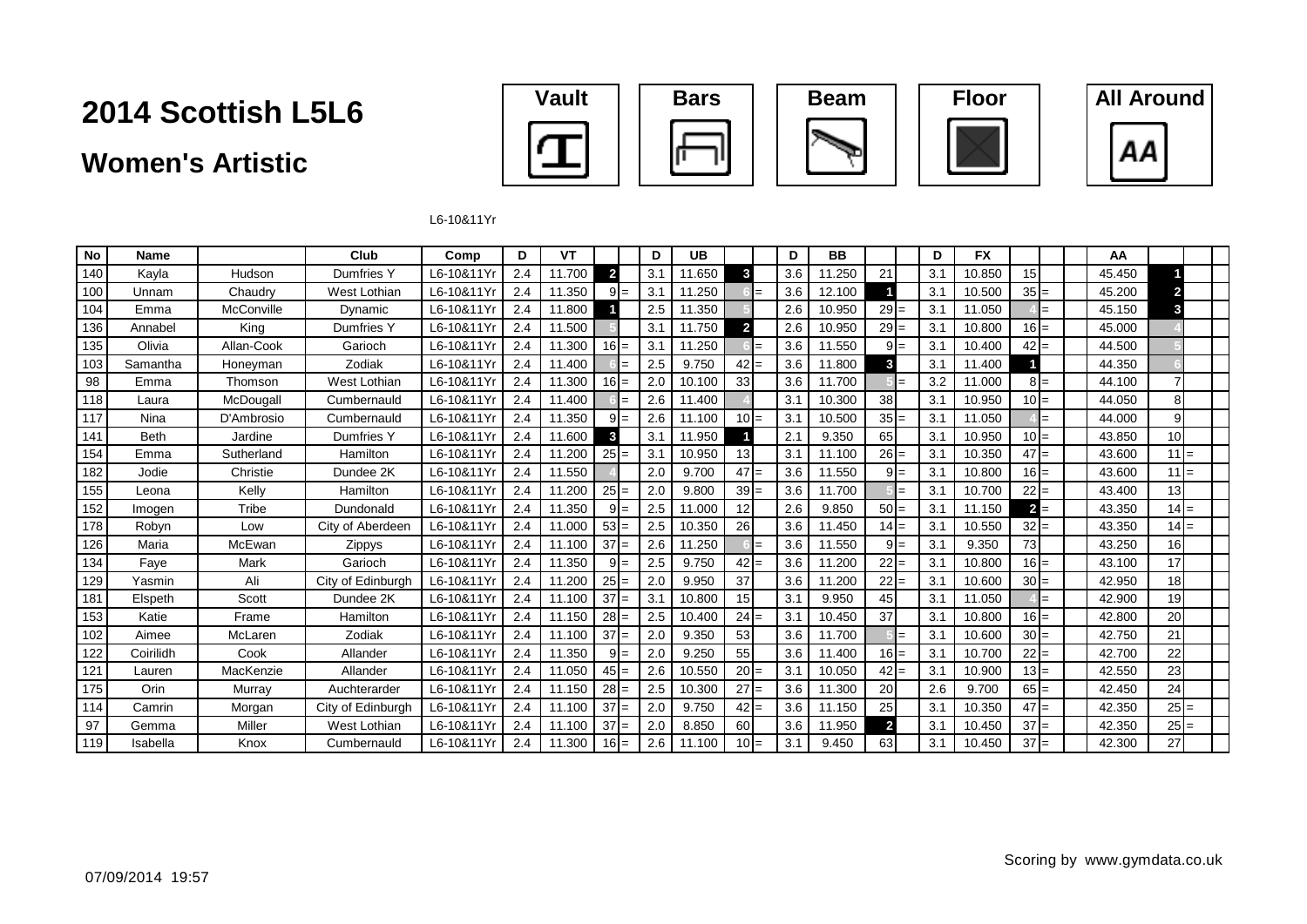# 2014 Scottish L5L6

## Women's Artistic

Vault | Bars | Beam | Floor | All Around

L6-10&11Yr

| No | Name | | Club | Comp | D | VT | | | D | UB | | | D | BB | | | D | FX | | | AA | | |
|---|---|---|---|---|---|---|---|---|---|---|---|---|---|---|---|---|---|---|---|---|---|---|---|
| 140 | Kayla | Hudson | Dumfries Y | L6-10&11Yr | 2.4 | 11.700 | 2 | | 3.1 | 11.650 | 3 | | 3.6 | 11.250 | 21 | | 3.1 | 10.850 | 15 | | 45.450 | 1 | |
| 100 | Unnam | Chaudry | West Lothian | L6-10&11Yr | 2.4 | 11.350 | 9 | = | 3.1 | 11.250 | 6 | = | 3.6 | 12.100 | 1 | | 3.1 | 10.500 | 35 | = | 45.200 | 2 | |
| 104 | Emma | McConville | Dynamic | L6-10&11Yr | 2.4 | 11.800 | 1 | | 2.5 | 11.350 | 5 | | 2.6 | 10.950 | 29 | = | 3.1 | 11.050 | 4 | = | 45.150 | 3 | |
| 136 | Annabel | King | Dumfries Y | L6-10&11Yr | 2.4 | 11.500 | 5 | | 3.1 | 11.750 | 2 | | 2.6 | 10.950 | 29 | = | 3.1 | 10.800 | 16 | = | 45.000 | 4 | |
| 135 | Olivia | Allan-Cook | Garioch | L6-10&11Yr | 2.4 | 11.300 | 16 | = | 3.1 | 11.250 | 6 | = | 3.6 | 11.550 | 9 | = | 3.1 | 10.400 | 42 | = | 44.500 | 5 | |
| 103 | Samantha | Honeyman | Zodiak | L6-10&11Yr | 2.4 | 11.400 | 6 | = | 2.5 | 9.750 | 42 | = | 3.6 | 11.800 | 3 | | 3.1 | 11.400 | 1 | | 44.350 | 6 | |
| 98 | Emma | Thomson | West Lothian | L6-10&11Yr | 2.4 | 11.300 | 16 | = | 2.0 | 10.100 | 33 | | 3.6 | 11.700 | 5 | = | 3.2 | 11.000 | 8 | = | 44.100 | 7 | |
| 118 | Laura | McDougall | Cumbernauld | L6-10&11Yr | 2.4 | 11.400 | 6 | = | 2.6 | 11.400 | 4 | | 3.1 | 10.300 | 38 | | 3.1 | 10.950 | 10 | = | 44.050 | 8 | |
| 117 | Nina | D'Ambrosio | Cumbernauld | L6-10&11Yr | 2.4 | 11.350 | 9 | = | 2.6 | 11.100 | 10 | = | 3.1 | 10.500 | 35 | = | 3.1 | 11.050 | 4 | = | 44.000 | 9 | |
| 141 | Beth | Jardine | Dumfries Y | L6-10&11Yr | 2.4 | 11.600 | 3 | | 3.1 | 11.950 | 1 | | 2.1 | 9.350 | 65 | | 3.1 | 10.950 | 10 | = | 43.850 | 10 | |
| 154 | Emma | Sutherland | Hamilton | L6-10&11Yr | 2.4 | 11.200 | 25 | = | 3.1 | 10.950 | 13 | | 3.1 | 11.100 | 26 | = | 3.1 | 10.350 | 47 | = | 43.600 | 11 | = |
| 182 | Jodie | Christie | Dundee 2K | L6-10&11Yr | 2.4 | 11.550 | 4 | | 2.0 | 9.700 | 47 | = | 3.6 | 11.550 | 9 | = | 3.1 | 10.800 | 16 | = | 43.600 | 11 | = |
| 155 | Leona | Kelly | Hamilton | L6-10&11Yr | 2.4 | 11.200 | 25 | = | 2.0 | 9.800 | 39 | = | 3.6 | 11.700 | 5 | = | 3.1 | 10.700 | 22 | = | 43.400 | 13 | |
| 152 | Imogen | Tribe | Dundonald | L6-10&11Yr | 2.4 | 11.350 | 9 | = | 2.5 | 11.000 | 12 | | 2.6 | 9.850 | 50 | = | 3.1 | 11.150 | 2 | = | 43.350 | 14 | = |
| 178 | Robyn | Low | City of Aberdeen | L6-10&11Yr | 2.4 | 11.000 | 53 | = | 2.5 | 10.350 | 26 | | 3.6 | 11.450 | 14 | = | 3.1 | 10.550 | 32 | = | 43.350 | 14 | = |
| 126 | Maria | McEwan | Zippys | L6-10&11Yr | 2.4 | 11.100 | 37 | = | 2.6 | 11.250 | 6 | = | 3.6 | 11.550 | 9 | = | 3.1 | 9.350 | 73 | | 43.250 | 16 | |
| 134 | Faye | Mark | Garioch | L6-10&11Yr | 2.4 | 11.350 | 9 | = | 2.5 | 9.750 | 42 | = | 3.6 | 11.200 | 22 | = | 3.1 | 10.800 | 16 | = | 43.100 | 17 | |
| 129 | Yasmin | Ali | City of Edinburgh | L6-10&11Yr | 2.4 | 11.200 | 25 | = | 2.0 | 9.950 | 37 | | 3.6 | 11.200 | 22 | = | 3.1 | 10.600 | 30 | = | 42.950 | 18 | |
| 181 | Elspeth | Scott | Dundee 2K | L6-10&11Yr | 2.4 | 11.100 | 37 | = | 3.1 | 10.800 | 15 | | 3.1 | 9.950 | 45 | | 3.1 | 11.050 | 4 | = | 42.900 | 19 | |
| 153 | Katie | Frame | Hamilton | L6-10&11Yr | 2.4 | 11.150 | 28 | = | 2.5 | 10.400 | 24 | = | 3.1 | 10.450 | 37 | | 3.1 | 10.800 | 16 | = | 42.800 | 20 | |
| 102 | Aimee | McLaren | Zodiak | L6-10&11Yr | 2.4 | 11.100 | 37 | = | 2.0 | 9.350 | 53 | | 3.6 | 11.700 | 5 | = | 3.1 | 10.600 | 30 | = | 42.750 | 21 | |
| 122 | Coirilidh | Cook | Allander | L6-10&11Yr | 2.4 | 11.350 | 9 | = | 2.0 | 9.250 | 55 | | 3.6 | 11.400 | 16 | = | 3.1 | 10.700 | 22 | = | 42.700 | 22 | |
| 121 | Lauren | MacKenzie | Allander | L6-10&11Yr | 2.4 | 11.050 | 45 | = | 2.6 | 10.550 | 20 | = | 3.1 | 10.050 | 42 | = | 3.1 | 10.900 | 13 | = | 42.550 | 23 | |
| 175 | Orin | Murray | Auchterarder | L6-10&11Yr | 2.4 | 11.150 | 28 | = | 2.5 | 10.300 | 27 | = | 3.6 | 11.300 | 20 | | 2.6 | 9.700 | 65 | = | 42.450 | 24 | |
| 114 | Camrin | Morgan | City of Edinburgh | L6-10&11Yr | 2.4 | 11.100 | 37 | = | 2.0 | 9.750 | 42 | = | 3.6 | 11.150 | 25 | | 3.1 | 10.350 | 47 | = | 42.350 | 25 | = |
| 97 | Gemma | Miller | West Lothian | L6-10&11Yr | 2.4 | 11.100 | 37 | = | 2.0 | 8.850 | 60 | | 3.6 | 11.950 | 2 | | 3.1 | 10.450 | 37 | = | 42.350 | 25 | = |
| 119 | Isabella | Knox | Cumbernauld | L6-10&11Yr | 2.4 | 11.300 | 16 | = | 2.6 | 11.100 | 10 | = | 3.1 | 9.450 | 63 | | 3.1 | 10.450 | 37 | = | 42.300 | 27 | |

07/09/2014 19:57

Scoring by www.gymdata.co.uk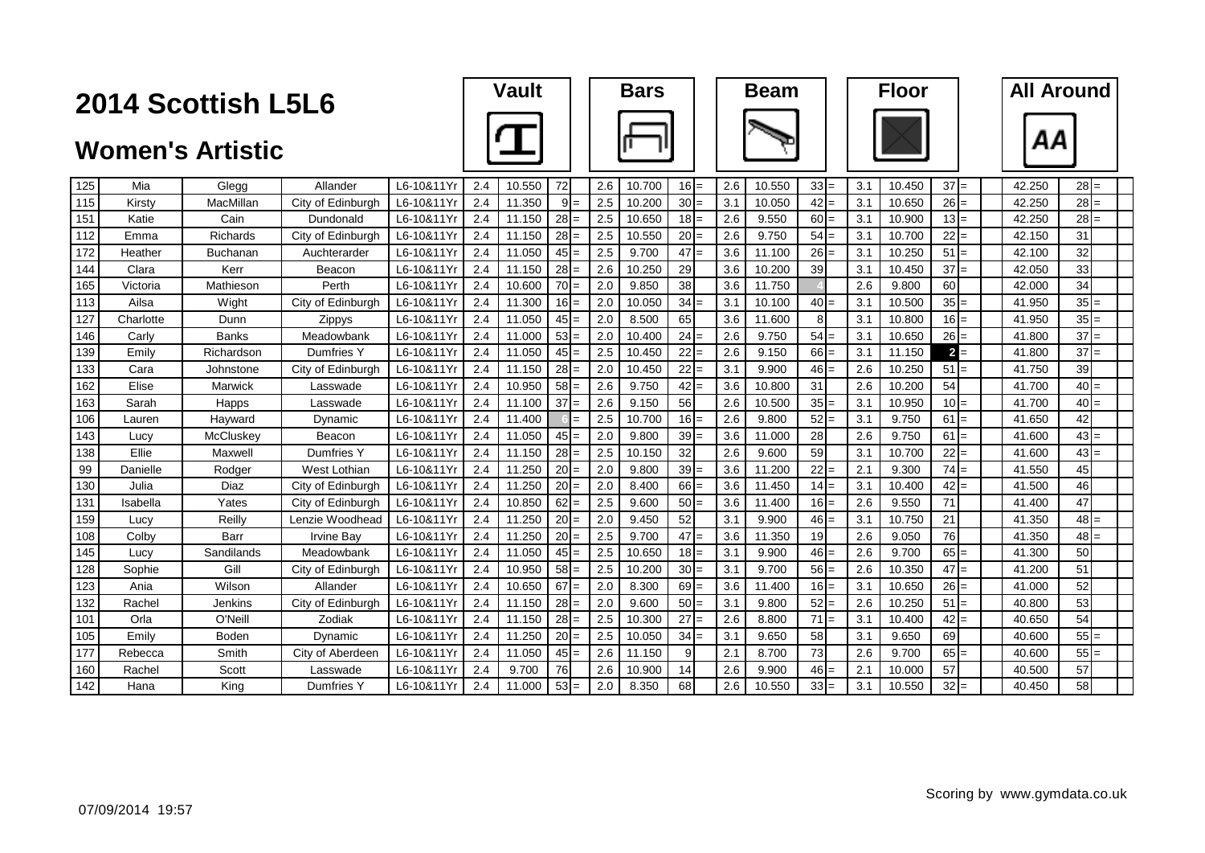# 2014 Scottish L5L6

## Women's Artistic

| | | | | | Vault | | | | Bars | | | | Beam | | | | Floor | | | All Around | | |
|---|---|---|---|---|---|---|---|---|---|---|---|---|---|---|---|---|---|---|---|---|---|---|
| 125 | Mia | Glegg | Allander | L6-10&11Yr | 2.4 | 10.550 | 72 | | 2.6 | 10.700 | 16 | = | 2.6 | 10.550 | 33 | = | 3.1 | 10.450 | 37 | = | 42.250 | 28 = |
| 115 | Kirsty | MacMillan | City of Edinburgh | L6-10&11Yr | 2.4 | 11.350 | 9 | = | 2.5 | 10.200 | 30 | = | 3.1 | 10.050 | 42 | = | 3.1 | 10.650 | 26 | = | 42.250 | 28 = |
| 151 | Katie | Cain | Dundonald | L6-10&11Yr | 2.4 | 11.150 | 28 | = | 2.5 | 10.650 | 18 | = | 2.6 | 9.550 | 60 | = | 3.1 | 10.900 | 13 | = | 42.250 | 28 = |
| 112 | Emma | Richards | City of Edinburgh | L6-10&11Yr | 2.4 | 11.150 | 28 | = | 2.5 | 10.550 | 20 | = | 2.6 | 9.750 | 54 | = | 3.1 | 10.700 | 22 | = | 42.150 | 31 |
| 172 | Heather | Buchanan | Auchterarder | L6-10&11Yr | 2.4 | 11.050 | 45 | = | 2.5 | 9.700 | 47 | = | 3.6 | 11.100 | 26 | = | 3.1 | 10.250 | 51 | = | 42.100 | 32 |
| 144 | Clara | Kerr | Beacon | L6-10&11Yr | 2.4 | 11.150 | 28 | = | 2.6 | 10.250 | 29 | | 3.6 | 10.200 | 39 | | 3.1 | 10.450 | 37 | = | 42.050 | 33 |
| 165 | Victoria | Mathieson | Perth | L6-10&11Yr | 2.4 | 10.600 | 70 | = | 2.0 | 9.850 | 38 | | 3.6 | 11.750 | 4 | | 2.6 | 9.800 | 60 | | 42.000 | 34 |
| 113 | Ailsa | Wight | City of Edinburgh | L6-10&11Yr | 2.4 | 11.300 | 16 | = | 2.0 | 10.050 | 34 | = | 3.1 | 10.100 | 40 | = | 3.1 | 10.500 | 35 | = | 41.950 | 35 = |
| 127 | Charlotte | Dunn | Zippys | L6-10&11Yr | 2.4 | 11.050 | 45 | = | 2.0 | 8.500 | 65 | | 3.6 | 11.600 | 8 | | 3.1 | 10.800 | 16 | = | 41.950 | 35 = |
| 146 | Carly | Banks | Meadowbank | L6-10&11Yr | 2.4 | 11.000 | 53 | = | 2.0 | 10.400 | 24 | = | 2.6 | 9.750 | 54 | = | 3.1 | 10.650 | 26 | = | 41.800 | 37 = |
| 139 | Emily | Richardson | Dumfries Y | L6-10&11Yr | 2.4 | 11.050 | 45 | = | 2.5 | 10.450 | 22 | = | 2.6 | 9.150 | 66 | = | 3.1 | 11.150 | 2 | = | 41.800 | 37 = |
| 133 | Cara | Johnstone | City of Edinburgh | L6-10&11Yr | 2.4 | 11.150 | 28 | = | 2.0 | 10.450 | 22 | = | 3.1 | 9.900 | 46 | = | 2.6 | 10.250 | 51 | = | 41.750 | 39 |
| 162 | Elise | Marwick | Lasswade | L6-10&11Yr | 2.4 | 10.950 | 58 | = | 2.6 | 9.750 | 42 | = | 3.6 | 10.800 | 31 | | 2.6 | 10.200 | 54 | | 41.700 | 40 = |
| 163 | Sarah | Happs | Lasswade | L6-10&11Yr | 2.4 | 11.100 | 37 | = | 2.6 | 9.150 | 56 | | 2.6 | 10.500 | 35 | = | 3.1 | 10.950 | 10 | = | 41.700 | 40 = |
| 106 | Lauren | Hayward | Dynamic | L6-10&11Yr | 2.4 | 11.400 | 6 | = | 2.5 | 10.700 | 16 | = | 2.6 | 9.800 | 52 | = | 3.1 | 9.750 | 61 | = | 41.650 | 42 |
| 143 | Lucy | McCluskey | Beacon | L6-10&11Yr | 2.4 | 11.050 | 45 | = | 2.0 | 9.800 | 39 | = | 3.6 | 11.000 | 28 | | 2.6 | 9.750 | 61 | = | 41.600 | 43 = |
| 138 | Ellie | Maxwell | Dumfries Y | L6-10&11Yr | 2.4 | 11.150 | 28 | = | 2.5 | 10.150 | 32 | | 2.6 | 9.600 | 59 | | 3.1 | 10.700 | 22 | = | 41.600 | 43 = |
| 99 | Danielle | Rodger | West Lothian | L6-10&11Yr | 2.4 | 11.250 | 20 | = | 2.0 | 9.800 | 39 | = | 3.6 | 11.200 | 22 | = | 2.1 | 9.300 | 74 | = | 41.550 | 45 |
| 130 | Julia | Diaz | City of Edinburgh | L6-10&11Yr | 2.4 | 11.250 | 20 | = | 2.0 | 8.400 | 66 | = | 3.6 | 11.450 | 14 | = | 3.1 | 10.400 | 42 | = | 41.500 | 46 |
| 131 | Isabella | Yates | City of Edinburgh | L6-10&11Yr | 2.4 | 10.850 | 62 | = | 2.5 | 9.600 | 50 | = | 3.6 | 11.400 | 16 | = | 2.6 | 9.550 | 71 | | 41.400 | 47 |
| 159 | Lucy | Reilly | Lenzie Woodhead | L6-10&11Yr | 2.4 | 11.250 | 20 | = | 2.0 | 9.450 | 52 | | 3.1 | 9.900 | 46 | = | 3.1 | 10.750 | 21 | | 41.350 | 48 = |
| 108 | Colby | Barr | Irvine Bay | L6-10&11Yr | 2.4 | 11.250 | 20 | = | 2.5 | 9.700 | 47 | = | 3.6 | 11.350 | 19 | | 2.6 | 9.050 | 76 | | 41.350 | 48 = |
| 145 | Lucy | Sandilands | Meadowbank | L6-10&11Yr | 2.4 | 11.050 | 45 | = | 2.5 | 10.650 | 18 | = | 3.1 | 9.900 | 46 | = | 2.6 | 9.700 | 65 | = | 41.300 | 50 |
| 128 | Sophie | Gill | City of Edinburgh | L6-10&11Yr | 2.4 | 10.950 | 58 | = | 2.5 | 10.200 | 30 | = | 3.1 | 9.700 | 56 | = | 2.6 | 10.350 | 47 | = | 41.200 | 51 |
| 123 | Ania | Wilson | Allander | L6-10&11Yr | 2.4 | 10.650 | 67 | = | 2.0 | 8.300 | 69 | = | 3.6 | 11.400 | 16 | = | 3.1 | 10.650 | 26 | = | 41.000 | 52 |
| 132 | Rachel | Jenkins | City of Edinburgh | L6-10&11Yr | 2.4 | 11.150 | 28 | = | 2.0 | 9.600 | 50 | = | 3.1 | 9.800 | 52 | = | 2.6 | 10.250 | 51 | = | 40.800 | 53 |
| 101 | Orla | O'Neill | Zodiak | L6-10&11Yr | 2.4 | 11.150 | 28 | = | 2.5 | 10.300 | 27 | = | 2.6 | 8.800 | 71 | = | 3.1 | 10.400 | 42 | = | 40.650 | 54 |
| 105 | Emily | Boden | Dynamic | L6-10&11Yr | 2.4 | 11.250 | 20 | = | 2.5 | 10.050 | 34 | = | 3.1 | 9.650 | 58 | | 3.1 | 9.650 | 69 | | 40.600 | 55 = |
| 177 | Rebecca | Smith | City of Aberdeen | L6-10&11Yr | 2.4 | 11.050 | 45 | = | 2.6 | 11.150 | 9 | | 2.1 | 8.700 | 73 | | 2.6 | 9.700 | 65 | = | 40.600 | 55 = |
| 160 | Rachel | Scott | Lasswade | L6-10&11Yr | 2.4 | 9.700 | 76 | | 2.6 | 10.900 | 14 | | 2.6 | 9.900 | 46 | = | 2.1 | 10.000 | 57 | | 40.500 | 57 |
| 142 | Hana | King | Dumfries Y | L6-10&11Yr | 2.4 | 11.000 | 53 | = | 2.0 | 8.350 | 68 | | 2.6 | 10.550 | 33 | = | 3.1 | 10.550 | 32 | = | 40.450 | 58 |

Scoring by www.gymdata.co.uk

07/09/2014 19:57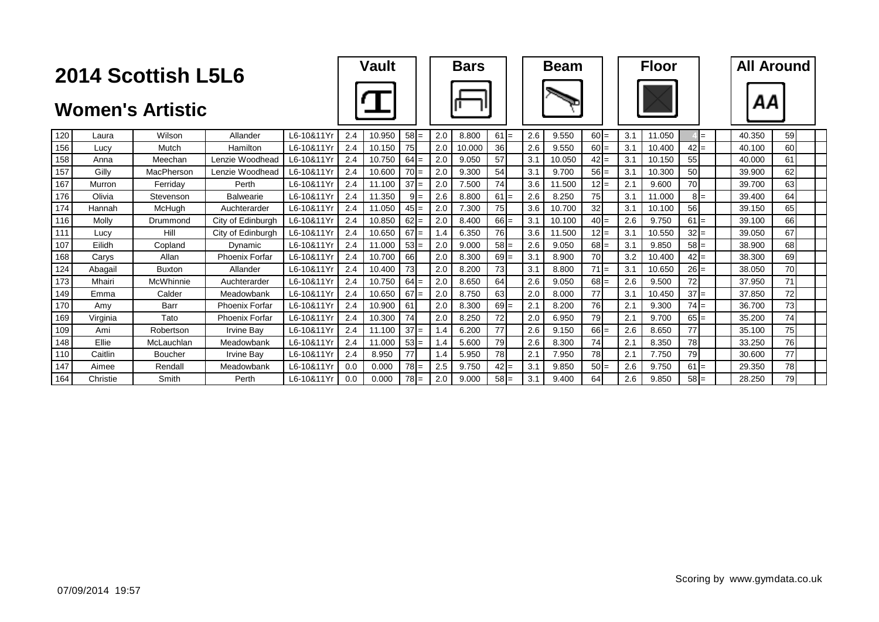# 2014 Scottish L5L6

## Women's Artistic

| No. | First Name | Surname | Club | Category | Vault D | Vault Score | Vault Rank | | Bars D | Bars Score | Bars Rank | | Beam D | Beam Score | Beam Rank | | Floor D | Floor Score | Floor Rank | | All Around | AA Rank |
|---|---|---|---|---|---|---|---|---|---|---|---|---|---|---|---|---|---|---|---|---|---|---|
| 120 | Laura | Wilson | Allander | L6-10&11Yr | 2.4 | 10.950 | 58 | = | 2.0 | 8.800 | 61 | = | 2.6 | 9.550 | 60 | = | 3.1 | 11.050 | 4 | = | 40.350 | 59 |
| 156 | Lucy | Mutch | Hamilton | L6-10&11Yr | 2.4 | 10.150 | 75 | | 2.0 | 10.000 | 36 | | 2.6 | 9.550 | 60 | = | 3.1 | 10.400 | 42 | = | 40.100 | 60 |
| 158 | Anna | Meechan | Lenzie Woodhead | L6-10&11Yr | 2.4 | 10.750 | 64 | = | 2.0 | 9.050 | 57 | | 3.1 | 10.050 | 42 | = | 3.1 | 10.150 | 55 | | 40.000 | 61 |
| 157 | Gilly | MacPherson | Lenzie Woodhead | L6-10&11Yr | 2.4 | 10.600 | 70 | = | 2.0 | 9.300 | 54 | | 3.1 | 9.700 | 56 | = | 3.1 | 10.300 | 50 | | 39.900 | 62 |
| 167 | Murron | Ferriday | Perth | L6-10&11Yr | 2.4 | 11.100 | 37 | = | 2.0 | 7.500 | 74 | | 3.6 | 11.500 | 12 | = | 2.1 | 9.600 | 70 | | 39.700 | 63 |
| 176 | Olivia | Stevenson | Balwearie | L6-10&11Yr | 2.4 | 11.350 | 9 | = | 2.6 | 8.800 | 61 | = | 2.6 | 8.250 | 75 | | 3.1 | 11.000 | 8 | = | 39.400 | 64 |
| 174 | Hannah | McHugh | Auchterarder | L6-10&11Yr | 2.4 | 11.050 | 45 | = | 2.0 | 7.300 | 75 | | 3.6 | 10.700 | 32 | | 3.1 | 10.100 | 56 | | 39.150 | 65 |
| 116 | Molly | Drummond | City of Edinburgh | L6-10&11Yr | 2.4 | 10.850 | 62 | = | 2.0 | 8.400 | 66 | = | 3.1 | 10.100 | 40 | = | 2.6 | 9.750 | 61 | = | 39.100 | 66 |
| 111 | Lucy | Hill | City of Edinburgh | L6-10&11Yr | 2.4 | 10.650 | 67 | = | 1.4 | 6.350 | 76 | | 3.6 | 11.500 | 12 | = | 3.1 | 10.550 | 32 | = | 39.050 | 67 |
| 107 | Eilidh | Copland | Dynamic | L6-10&11Yr | 2.4 | 11.000 | 53 | = | 2.0 | 9.000 | 58 | = | 2.6 | 9.050 | 68 | = | 3.1 | 9.850 | 58 | = | 38.900 | 68 |
| 168 | Carys | Allan | Phoenix Forfar | L6-10&11Yr | 2.4 | 10.700 | 66 | | 2.0 | 8.300 | 69 | = | 3.1 | 8.900 | 70 | | 3.2 | 10.400 | 42 | = | 38.300 | 69 |
| 124 | Abagail | Buxton | Allander | L6-10&11Yr | 2.4 | 10.400 | 73 | | 2.0 | 8.200 | 73 | | 3.1 | 8.800 | 71 | = | 3.1 | 10.650 | 26 | = | 38.050 | 70 |
| 173 | Mhairi | McWhinnie | Auchterarder | L6-10&11Yr | 2.4 | 10.750 | 64 | = | 2.0 | 8.650 | 64 | | 2.6 | 9.050 | 68 | = | 2.6 | 9.500 | 72 | | 37.950 | 71 |
| 149 | Emma | Calder | Meadowbank | L6-10&11Yr | 2.4 | 10.650 | 67 | = | 2.0 | 8.750 | 63 | | 2.0 | 8.000 | 77 | | 3.1 | 10.450 | 37 | = | 37.850 | 72 |
| 170 | Amy | Barr | Phoenix Forfar | L6-10&11Yr | 2.4 | 10.900 | 61 | | 2.0 | 8.300 | 69 | = | 2.1 | 8.200 | 76 | | 2.1 | 9.300 | 74 | = | 36.700 | 73 |
| 169 | Virginia | Tato | Phoenix Forfar | L6-10&11Yr | 2.4 | 10.300 | 74 | | 2.0 | 8.250 | 72 | | 2.0 | 6.950 | 79 | | 2.1 | 9.700 | 65 | = | 35.200 | 74 |
| 109 | Ami | Robertson | Irvine Bay | L6-10&11Yr | 2.4 | 11.100 | 37 | = | 1.4 | 6.200 | 77 | | 2.6 | 9.150 | 66 | = | 2.6 | 8.650 | 77 | | 35.100 | 75 |
| 148 | Ellie | McLauchlan | Meadowbank | L6-10&11Yr | 2.4 | 11.000 | 53 | = | 1.4 | 5.600 | 79 | | 2.6 | 8.300 | 74 | | 2.1 | 8.350 | 78 | | 33.250 | 76 |
| 110 | Caitlin | Boucher | Irvine Bay | L6-10&11Yr | 2.4 | 8.950 | 77 | | 1.4 | 5.950 | 78 | | 2.1 | 7.950 | 78 | | 2.1 | 7.750 | 79 | | 30.600 | 77 |
| 147 | Aimee | Rendall | Meadowbank | L6-10&11Yr | 0.0 | 0.000 | 78 | = | 2.5 | 9.750 | 42 | = | 3.1 | 9.850 | 50 | = | 2.6 | 9.750 | 61 | = | 29.350 | 78 |
| 164 | Christie | Smith | Perth | L6-10&11Yr | 0.0 | 0.000 | 78 | = | 2.0 | 9.000 | 58 | = | 3.1 | 9.400 | 64 | | 2.6 | 9.850 | 58 | = | 28.250 | 79 |

Scoring by www.gymdata.co.uk

07/09/2014 19:57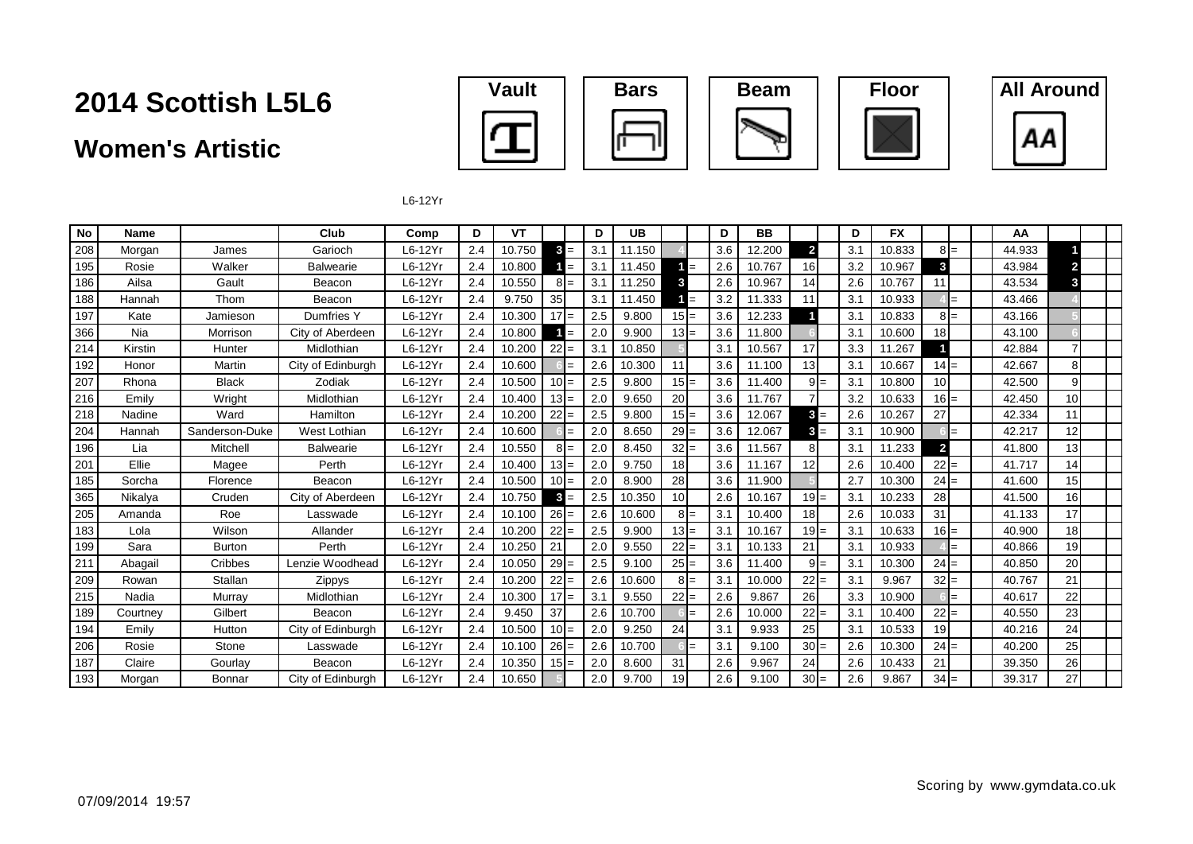# 2014 Scottish L5L6

## Women's Artistic

Vault | Bars | Beam | Floor | All Around

L6-12Yr

| No | Name | | Club | Comp | D | VT | | | D | UB | | | D | BB | | | D | FX | | | | AA | | | |
|---|---|---|---|---|---|---|---|---|---|---|---|---|---|---|---|---|---|---|---|---|---|---|---|---|---|
| 208 | Morgan | James | Garioch | L6-12Yr | 2.4 | 10.750 | 3 | = | 3.1 | 11.150 | 4 | | 3.6 | 12.200 | 2 | | 3.1 | 10.833 | 8 | = | | 44.933 | 1 | | |
| 195 | Rosie | Walker | Balwearie | L6-12Yr | 2.4 | 10.800 | 1 | = | 3.1 | 11.450 | 1 | = | 2.6 | 10.767 | 16 | | 3.2 | 10.967 | 3 | | | 43.984 | 2 | | |
| 186 | Ailsa | Gault | Beacon | L6-12Yr | 2.4 | 10.550 | 8 | = | 3.1 | 11.250 | 3 | | 2.6 | 10.967 | 14 | | 2.6 | 10.767 | 11 | | | 43.534 | 3 | | |
| 188 | Hannah | Thom | Beacon | L6-12Yr | 2.4 | 9.750 | 35 | | 3.1 | 11.450 | 1 | = | 3.2 | 11.333 | 11 | | 3.1 | 10.933 | 4 | = | | 43.466 | 4 | | |
| 197 | Kate | Jamieson | Dumfries Y | L6-12Yr | 2.4 | 10.300 | 17 | = | 2.5 | 9.800 | 15 | = | 3.6 | 12.233 | 1 | | 3.1 | 10.833 | 8 | = | | 43.166 | 5 | | |
| 366 | Nia | Morrison | City of Aberdeen | L6-12Yr | 2.4 | 10.800 | 1 | = | 2.0 | 9.900 | 13 | = | 3.6 | 11.800 | 6 | | 3.1 | 10.600 | 18 | | | 43.100 | 6 | | |
| 214 | Kirstin | Hunter | Midlothian | L6-12Yr | 2.4 | 10.200 | 22 | = | 3.1 | 10.850 | 5 | | 3.1 | 10.567 | 17 | | 3.3 | 11.267 | 1 | | | 42.884 | 7 | | |
| 192 | Honor | Martin | City of Edinburgh | L6-12Yr | 2.4 | 10.600 | 6 | = | 2.6 | 10.300 | 11 | | 3.6 | 11.100 | 13 | | 3.1 | 10.667 | 14 | = | | 42.667 | 8 | | |
| 207 | Rhona | Black | Zodiak | L6-12Yr | 2.4 | 10.500 | 10 | = | 2.5 | 9.800 | 15 | = | 3.6 | 11.400 | 9 | = | 3.1 | 10.800 | 10 | | | 42.500 | 9 | | |
| 216 | Emily | Wright | Midlothian | L6-12Yr | 2.4 | 10.400 | 13 | = | 2.0 | 9.650 | 20 | | 3.6 | 11.767 | 7 | | 3.2 | 10.633 | 16 | = | | 42.450 | 10 | | |
| 218 | Nadine | Ward | Hamilton | L6-12Yr | 2.4 | 10.200 | 22 | = | 2.5 | 9.800 | 15 | = | 3.6 | 12.067 | 3 | = | 2.6 | 10.267 | 27 | | | 42.334 | 11 | | |
| 204 | Hannah | Sanderson-Duke | West Lothian | L6-12Yr | 2.4 | 10.600 | 6 | = | 2.0 | 8.650 | 29 | = | 3.6 | 12.067 | 3 | = | 3.1 | 10.900 | 6 | = | | 42.217 | 12 | | |
| 196 | Lia | Mitchell | Balwearie | L6-12Yr | 2.4 | 10.550 | 8 | = | 2.0 | 8.450 | 32 | = | 3.6 | 11.567 | 8 | | 3.1 | 11.233 | 2 | | | 41.800 | 13 | | |
| 201 | Ellie | Magee | Perth | L6-12Yr | 2.4 | 10.400 | 13 | = | 2.0 | 9.750 | 18 | | 3.6 | 11.167 | 12 | | 2.6 | 10.400 | 22 | = | | 41.717 | 14 | | |
| 185 | Sorcha | Florence | Beacon | L6-12Yr | 2.4 | 10.500 | 10 | = | 2.0 | 8.900 | 28 | | 3.6 | 11.900 | 5 | | 2.7 | 10.300 | 24 | = | | 41.600 | 15 | | |
| 365 | Nikalya | Cruden | City of Aberdeen | L6-12Yr | 2.4 | 10.750 | 3 | = | 2.5 | 10.350 | 10 | | 2.6 | 10.167 | 19 | = | 3.1 | 10.233 | 28 | | | 41.500 | 16 | | |
| 205 | Amanda | Roe | Lasswade | L6-12Yr | 2.4 | 10.100 | 26 | = | 2.6 | 10.600 | 8 | = | 3.1 | 10.400 | 18 | | 2.6 | 10.033 | 31 | | | 41.133 | 17 | | |
| 183 | Lola | Wilson | Allander | L6-12Yr | 2.4 | 10.200 | 22 | = | 2.5 | 9.900 | 13 | = | 3.1 | 10.167 | 19 | = | 3.1 | 10.633 | 16 | = | | 40.900 | 18 | | |
| 199 | Sara | Burton | Perth | L6-12Yr | 2.4 | 10.250 | 21 | | 2.0 | 9.550 | 22 | = | 3.1 | 10.133 | 21 | | 3.1 | 10.933 | 4 | = | | 40.866 | 19 | | |
| 211 | Abagail | Cribbes | Lenzie Woodhead | L6-12Yr | 2.4 | 10.050 | 29 | = | 2.5 | 9.100 | 25 | = | 3.6 | 11.400 | 9 | = | 3.1 | 10.300 | 24 | = | | 40.850 | 20 | | |
| 209 | Rowan | Stallan | Zippys | L6-12Yr | 2.4 | 10.200 | 22 | = | 2.6 | 10.600 | 8 | = | 3.1 | 10.000 | 22 | = | 3.1 | 9.967 | 32 | = | | 40.767 | 21 | | |
| 215 | Nadia | Murray | Midlothian | L6-12Yr | 2.4 | 10.300 | 17 | = | 3.1 | 9.550 | 22 | = | 2.6 | 9.867 | 26 | | 3.3 | 10.900 | 6 | = | | 40.617 | 22 | | |
| 189 | Courtney | Gilbert | Beacon | L6-12Yr | 2.4 | 9.450 | 37 | | 2.6 | 10.700 | 6 | = | 2.6 | 10.000 | 22 | = | 3.1 | 10.400 | 22 | = | | 40.550 | 23 | | |
| 194 | Emily | Hutton | City of Edinburgh | L6-12Yr | 2.4 | 10.500 | 10 | = | 2.0 | 9.250 | 24 | | 3.1 | 9.933 | 25 | | 3.1 | 10.533 | 19 | | | 40.216 | 24 | | |
| 206 | Rosie | Stone | Lasswade | L6-12Yr | 2.4 | 10.100 | 26 | = | 2.6 | 10.700 | 6 | = | 3.1 | 9.100 | 30 | = | 2.6 | 10.300 | 24 | = | | 40.200 | 25 | | |
| 187 | Claire | Gourlay | Beacon | L6-12Yr | 2.4 | 10.350 | 15 | = | 2.0 | 8.600 | 31 | | 2.6 | 9.967 | 24 | | 2.6 | 10.433 | 21 | | | 39.350 | 26 | | |
| 193 | Morgan | Bonnar | City of Edinburgh | L6-12Yr | 2.4 | 10.650 | 5 | | 2.0 | 9.700 | 19 | | 2.6 | 9.100 | 30 | = | 2.6 | 9.867 | 34 | = | | 39.317 | 27 | | |

07/09/2014 19:57

Scoring by www.gymdata.co.uk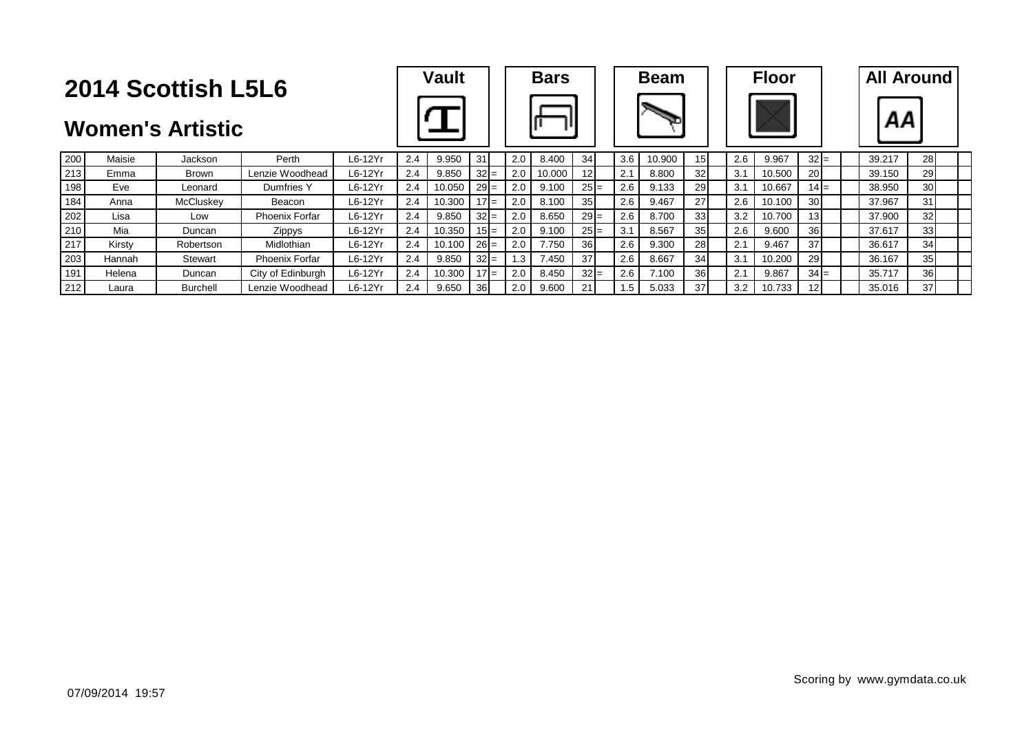# 2014 Scottish L5L6

## Women's Artistic

| | | | | | Vault | | | | Bars | | | | Beam | | | | Floor | | | | All Around | | | |
|---|---|---|---|---|---|---|---|---|---|---|---|---|---|---|---|---|---|---|---|---|---|---|---|---|
| 200 | Maisie | Jackson | Perth | L6-12Yr | 2.4 | 9.950 | 31 | | 2.0 | 8.400 | 34 | | 3.6 | 10.900 | 15 | | 2.6 | 9.967 | 32 | = | | 39.217 | 28 | |
| 213 | Emma | Brown | Lenzie Woodhead | L6-12Yr | 2.4 | 9.850 | 32 | = | 2.0 | 10.000 | 12 | | 2.1 | 8.800 | 32 | | 3.1 | 10.500 | 20 | | | 39.150 | 29 | |
| 198 | Eve | Leonard | Dumfries Y | L6-12Yr | 2.4 | 10.050 | 29 | = | 2.0 | 9.100 | 25 | = | 2.6 | 9.133 | 29 | | 3.1 | 10.667 | 14 | = | | 38.950 | 30 | |
| 184 | Anna | McCluskey | Beacon | L6-12Yr | 2.4 | 10.300 | 17 | = | 2.0 | 8.100 | 35 | | 2.6 | 9.467 | 27 | | 2.6 | 10.100 | 30 | | | 37.967 | 31 | |
| 202 | Lisa | Low | Phoenix Forfar | L6-12Yr | 2.4 | 9.850 | 32 | = | 2.0 | 8.650 | 29 | = | 2.6 | 8.700 | 33 | | 3.2 | 10.700 | 13 | | | 37.900 | 32 | |
| 210 | Mia | Duncan | Zippys | L6-12Yr | 2.4 | 10.350 | 15 | = | 2.0 | 9.100 | 25 | = | 3.1 | 8.567 | 35 | | 2.6 | 9.600 | 36 | | | 37.617 | 33 | |
| 217 | Kirsty | Robertson | Midlothian | L6-12Yr | 2.4 | 10.100 | 26 | = | 2.0 | 7.750 | 36 | | 2.6 | 9.300 | 28 | | 2.1 | 9.467 | 37 | | | 36.617 | 34 | |
| 203 | Hannah | Stewart | Phoenix Forfar | L6-12Yr | 2.4 | 9.850 | 32 | = | 1.3 | 7.450 | 37 | | 2.6 | 8.667 | 34 | | 3.1 | 10.200 | 29 | | | 36.167 | 35 | |
| 191 | Helena | Duncan | City of Edinburgh | L6-12Yr | 2.4 | 10.300 | 17 | = | 2.0 | 8.450 | 32 | = | 2.6 | 7.100 | 36 | | 2.1 | 9.867 | 34 | = | | 35.717 | 36 | |
| 212 | Laura | Burchell | Lenzie Woodhead | L6-12Yr | 2.4 | 9.650 | 36 | | 2.0 | 9.600 | 21 | | 1.5 | 5.033 | 37 | | 3.2 | 10.733 | 12 | | | 35.016 | 37 | |

Scoring by www.gymdata.co.uk

07/09/2014 19:57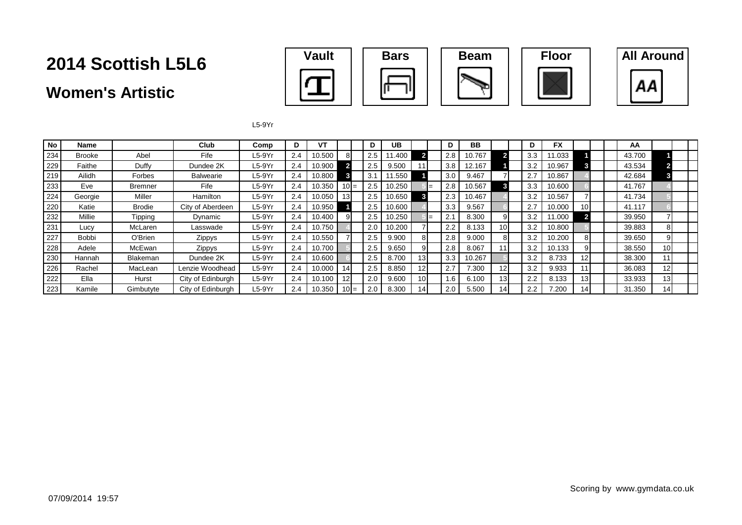# 2014 Scottish L5L6

## Women's Artistic

Vault | Bars | Beam | Floor | All Around

L5-9Yr

| No | Name | | Club | Comp | D | VT | | | D | UB | | | D | BB | | | D | FX | | | | AA | | | |
|---|---|---|---|---|---|---|---|---|---|---|---|---|---|---|---|---|---|---|---|---|---|---|---|---|---|
| 234 | Brooke | Abel | Fife | L5-9Yr | 2.4 | 10.500 | 8 | | 2.5 | 11.400 | 2 | | 2.8 | 10.767 | 2 | | 3.3 | 11.033 | 1 | | | 43.700 | 1 | | |
| 229 | Faithe | Duffy | Dundee 2K | L5-9Yr | 2.4 | 10.900 | 2 | | 2.5 | 9.500 | 11 | | 3.8 | 12.167 | 1 | | 3.2 | 10.967 | 3 | | | 43.534 | 2 | | |
| 219 | Ailidh | Forbes | Balwearie | L5-9Yr | 2.4 | 10.800 | 3 | | 3.1 | 11.550 | 1 | | 3.0 | 9.467 | 7 | | 2.7 | 10.867 | 4 | | | 42.684 | 3 | | |
| 233 | Eve | Bremner | Fife | L5-9Yr | 2.4 | 10.350 | 10 | = | 2.5 | 10.250 | 5 | = | 2.8 | 10.567 | 3 | | 3.3 | 10.600 | 6 | | | 41.767 | 4 | | |
| 224 | Georgie | Miller | Hamilton | L5-9Yr | 2.4 | 10.050 | 13 | | 2.5 | 10.650 | 3 | | 2.3 | 10.467 | 4 | | 3.2 | 10.567 | 7 | | | 41.734 | 5 | | |
| 220 | Katie | Brodie | City of Aberdeen | L5-9Yr | 2.4 | 10.950 | 1 | | 2.5 | 10.600 | 4 | | 3.3 | 9.567 | 6 | | 2.7 | 10.000 | 10 | | | 41.117 | 6 | | |
| 232 | Millie | Tipping | Dynamic | L5-9Yr | 2.4 | 10.400 | 9 | | 2.5 | 10.250 | 5 | = | 2.1 | 8.300 | 9 | | 3.2 | 11.000 | 2 | | | 39.950 | 7 | | |
| 231 | Lucy | McLaren | Lasswade | L5-9Yr | 2.4 | 10.750 | 4 | | 2.0 | 10.200 | 7 | | 2.2 | 8.133 | 10 | | 3.2 | 10.800 | 5 | | | 39.883 | 8 | | |
| 227 | Bobbi | O'Brien | Zippys | L5-9Yr | 2.4 | 10.550 | 7 | | 2.5 | 9.900 | 8 | | 2.8 | 9.000 | 8 | | 3.2 | 10.200 | 8 | | | 39.650 | 9 | | |
| 228 | Adele | McEwan | Zippys | L5-9Yr | 2.4 | 10.700 | 5 | | 2.5 | 9.650 | 9 | | 2.8 | 8.067 | 11 | | 3.2 | 10.133 | 9 | | | 38.550 | 10 | | |
| 230 | Hannah | Blakeman | Dundee 2K | L5-9Yr | 2.4 | 10.600 | 6 | | 2.5 | 8.700 | 13 | | 3.3 | 10.267 | 5 | | 3.2 | 8.733 | 12 | | | 38.300 | 11 | | |
| 226 | Rachel | MacLean | Lenzie Woodhead | L5-9Yr | 2.4 | 10.000 | 14 | | 2.5 | 8.850 | 12 | | 2.7 | 7.300 | 12 | | 3.2 | 9.933 | 11 | | | 36.083 | 12 | | |
| 222 | Ella | Hurst | City of Edinburgh | L5-9Yr | 2.4 | 10.100 | 12 | | 2.0 | 9.600 | 10 | | 1.6 | 6.100 | 13 | | 2.2 | 8.133 | 13 | | | 33.933 | 13 | | |
| 223 | Kamile | Gimbutyte | City of Edinburgh | L5-9Yr | 2.4 | 10.350 | 10 | = | 2.0 | 8.300 | 14 | | 2.0 | 5.500 | 14 | | 2.2 | 7.200 | 14 | | | 31.350 | 14 | | |

07/09/2014 19:57

Scoring by www.gymdata.co.uk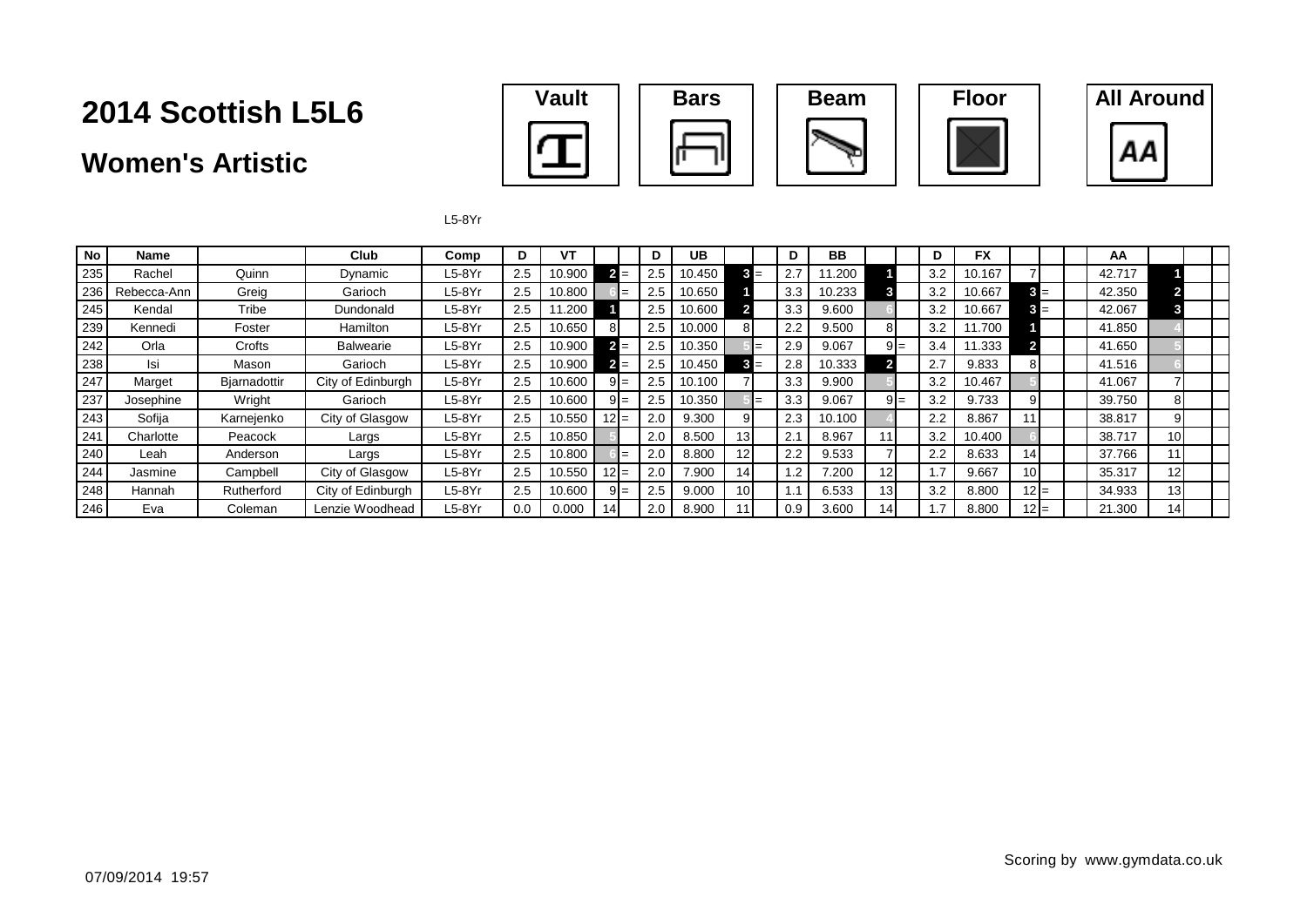# 2014 Scottish L5L6

## Women's Artistic

Vault | Bars | Beam | Floor | All Around

L5-8Yr

| No | Name | | Club | Comp | D | VT | | | D | UB | | | D | BB | | | D | FX | | | | AA | | | |
|---|---|---|---|---|---|---|---|---|---|---|---|---|---|---|---|---|---|---|---|---|---|---|---|---|---|
| 235 | Rachel | Quinn | Dynamic | L5-8Yr | 2.5 | 10.900 | 2 | = | 2.5 | 10.450 | 3 | = | 2.7 | 11.200 | 1 | | 3.2 | 10.167 | 7 | | | 42.717 | 1 | | |
| 236 | Rebecca-Ann | Greig | Garioch | L5-8Yr | 2.5 | 10.800 | 6 | = | 2.5 | 10.650 | 1 | | 3.3 | 10.233 | 3 | | 3.2 | 10.667 | 3 | = | | 42.350 | 2 | | |
| 245 | Kendal | Tribe | Dundonald | L5-8Yr | 2.5 | 11.200 | 1 | | 2.5 | 10.600 | 2 | | 3.3 | 9.600 | 6 | | 3.2 | 10.667 | 3 | = | | 42.067 | 3 | | |
| 239 | Kennedi | Foster | Hamilton | L5-8Yr | 2.5 | 10.650 | 8 | | 2.5 | 10.000 | 8 | | 2.2 | 9.500 | 8 | | 3.2 | 11.700 | 1 | | | 41.850 | 4 | | |
| 242 | Orla | Crofts | Balwearie | L5-8Yr | 2.5 | 10.900 | 2 | = | 2.5 | 10.350 | 5 | = | 2.9 | 9.067 | 9 | = | 3.4 | 11.333 | 2 | | | 41.650 | 5 | | |
| 238 | Isi | Mason | Garioch | L5-8Yr | 2.5 | 10.900 | 2 | = | 2.5 | 10.450 | 3 | = | 2.8 | 10.333 | 2 | | 2.7 | 9.833 | 8 | | | 41.516 | 6 | | |
| 247 | Marget | Bjarnadottir | City of Edinburgh | L5-8Yr | 2.5 | 10.600 | 9 | = | 2.5 | 10.100 | 7 | | 3.3 | 9.900 | 5 | | 3.2 | 10.467 | 5 | | | 41.067 | 7 | | |
| 237 | Josephine | Wright | Garioch | L5-8Yr | 2.5 | 10.600 | 9 | = | 2.5 | 10.350 | 5 | = | 3.3 | 9.067 | 9 | = | 3.2 | 9.733 | 9 | | | 39.750 | 8 | | |
| 243 | Sofija | Karnejenko | City of Glasgow | L5-8Yr | 2.5 | 10.550 | 12 | = | 2.0 | 9.300 | 9 | | 2.3 | 10.100 | 4 | | 2.2 | 8.867 | 11 | | | 38.817 | 9 | | |
| 241 | Charlotte | Peacock | Largs | L5-8Yr | 2.5 | 10.850 | 5 | | 2.0 | 8.500 | 13 | | 2.1 | 8.967 | 11 | | 3.2 | 10.400 | 6 | | | 38.717 | 10 | | |
| 240 | Leah | Anderson | Largs | L5-8Yr | 2.5 | 10.800 | 6 | = | 2.0 | 8.800 | 12 | | 2.2 | 9.533 | 7 | | 2.2 | 8.633 | 14 | | | 37.766 | 11 | | |
| 244 | Jasmine | Campbell | City of Glasgow | L5-8Yr | 2.5 | 10.550 | 12 | = | 2.0 | 7.900 | 14 | | 1.2 | 7.200 | 12 | | 1.7 | 9.667 | 10 | | | 35.317 | 12 | | |
| 248 | Hannah | Rutherford | City of Edinburgh | L5-8Yr | 2.5 | 10.600 | 9 | = | 2.5 | 9.000 | 10 | | 1.1 | 6.533 | 13 | | 3.2 | 8.800 | 12 | = | | 34.933 | 13 | | |
| 246 | Eva | Coleman | Lenzie Woodhead | L5-8Yr | 0.0 | 0.000 | 14 | | 2.0 | 8.900 | 11 | | 0.9 | 3.600 | 14 | | 1.7 | 8.800 | 12 | = | | 21.300 | 14 | | |

07/09/2014 19:57

Scoring by www.gymdata.co.uk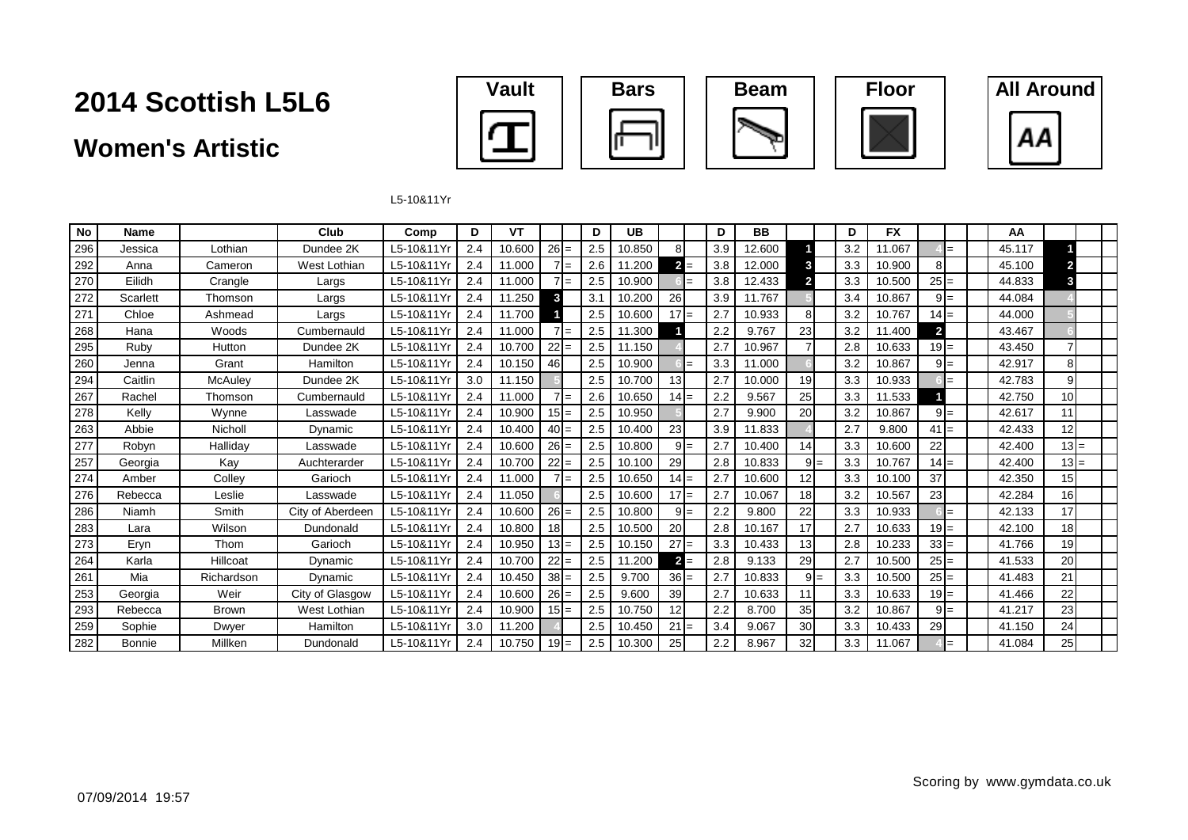# 2014 Scottish L5L6

## Women's Artistic

Vault | Bars | Beam | Floor | All Around

L5-10&11Yr

| No | Name | | Club | Comp | D | VT | | | D | UB | | | D | BB | | | D | FX | | | | AA | | |
|---|---|---|---|---|---|---|---|---|---|---|---|---|---|---|---|---|---|---|---|---|---|---|---|---|
| 296 | Jessica | Lothian | Dundee 2K | L5-10&11Yr | 2.4 | 10.600 | 26 | = | 2.5 | 10.850 | 8 | | 3.9 | 12.600 | 1 | | 3.2 | 11.067 | 4 | = | | 45.117 | 1 | |
| 292 | Anna | Cameron | West Lothian | L5-10&11Yr | 2.4 | 11.000 | 7 | = | 2.6 | 11.200 | 2 | = | 3.8 | 12.000 | 3 | | 3.3 | 10.900 | 8 | | | 45.100 | 2 | |
| 270 | Eilidh | Crangle | Largs | L5-10&11Yr | 2.4 | 11.000 | 7 | = | 2.5 | 10.900 | 6 | = | 3.8 | 12.433 | 2 | | 3.3 | 10.500 | 25 | = | | 44.833 | 3 | |
| 272 | Scarlett | Thomson | Largs | L5-10&11Yr | 2.4 | 11.250 | 3 | | 3.1 | 10.200 | 26 | | 3.9 | 11.767 | 5 | | 3.4 | 10.867 | 9 | = | | 44.084 | 4 | |
| 271 | Chloe | Ashmead | Largs | L5-10&11Yr | 2.4 | 11.700 | 1 | | 2.5 | 10.600 | 17 | = | 2.7 | 10.933 | 8 | | 3.2 | 10.767 | 14 | = | | 44.000 | 5 | |
| 268 | Hana | Woods | Cumbernauld | L5-10&11Yr | 2.4 | 11.000 | 7 | = | 2.5 | 11.300 | 1 | | 2.2 | 9.767 | 23 | | 3.2 | 11.400 | 2 | | | 43.467 | 6 | |
| 295 | Ruby | Hutton | Dundee 2K | L5-10&11Yr | 2.4 | 10.700 | 22 | = | 2.5 | 11.150 | 4 | | 2.7 | 10.967 | 7 | | 2.8 | 10.633 | 19 | = | | 43.450 | 7 | |
| 260 | Jenna | Grant | Hamilton | L5-10&11Yr | 2.4 | 10.150 | 46 | | 2.5 | 10.900 | 6 | = | 3.3 | 11.000 | 6 | | 3.2 | 10.867 | 9 | = | | 42.917 | 8 | |
| 294 | Caitlin | McAuley | Dundee 2K | L5-10&11Yr | 3.0 | 11.150 | 5 | | 2.5 | 10.700 | 13 | | 2.7 | 10.000 | 19 | | 3.3 | 10.933 | 6 | = | | 42.783 | 9 | |
| 267 | Rachel | Thomson | Cumbernauld | L5-10&11Yr | 2.4 | 11.000 | 7 | = | 2.6 | 10.650 | 14 | = | 2.2 | 9.567 | 25 | | 3.3 | 11.533 | 1 | | | 42.750 | 10 | |
| 278 | Kelly | Wynne | Lasswade | L5-10&11Yr | 2.4 | 10.900 | 15 | = | 2.5 | 10.950 | 5 | | 2.7 | 9.900 | 20 | | 3.2 | 10.867 | 9 | = | | 42.617 | 11 | |
| 263 | Abbie | Nicholl | Dynamic | L5-10&11Yr | 2.4 | 10.400 | 40 | = | 2.5 | 10.400 | 23 | | 3.9 | 11.833 | 4 | | 2.7 | 9.800 | 41 | = | | 42.433 | 12 | |
| 277 | Robyn | Halliday | Lasswade | L5-10&11Yr | 2.4 | 10.600 | 26 | = | 2.5 | 10.800 | 9 | = | 2.7 | 10.400 | 14 | | 3.3 | 10.600 | 22 | | | 42.400 | 13 | = |
| 257 | Georgia | Kay | Auchterarder | L5-10&11Yr | 2.4 | 10.700 | 22 | = | 2.5 | 10.100 | 29 | | 2.8 | 10.833 | 9 | = | 3.3 | 10.767 | 14 | = | | 42.400 | 13 | = |
| 274 | Amber | Colley | Garioch | L5-10&11Yr | 2.4 | 11.000 | 7 | = | 2.5 | 10.650 | 14 | = | 2.7 | 10.600 | 12 | | 3.3 | 10.100 | 37 | | | 42.350 | 15 | |
| 276 | Rebecca | Leslie | Lasswade | L5-10&11Yr | 2.4 | 11.050 | 6 | | 2.5 | 10.600 | 17 | = | 2.7 | 10.067 | 18 | | 3.2 | 10.567 | 23 | | | 42.284 | 16 | |
| 286 | Niamh | Smith | City of Aberdeen | L5-10&11Yr | 2.4 | 10.600 | 26 | = | 2.5 | 10.800 | 9 | = | 2.2 | 9.800 | 22 | | 3.3 | 10.933 | 6 | = | | 42.133 | 17 | |
| 283 | Lara | Wilson | Dundonald | L5-10&11Yr | 2.4 | 10.800 | 18 | | 2.5 | 10.500 | 20 | | 2.8 | 10.167 | 17 | | 2.7 | 10.633 | 19 | = | | 42.100 | 18 | |
| 273 | Eryn | Thom | Garioch | L5-10&11Yr | 2.4 | 10.950 | 13 | = | 2.5 | 10.150 | 27 | = | 3.3 | 10.433 | 13 | | 2.8 | 10.233 | 33 | = | | 41.766 | 19 | |
| 264 | Karla | Hillcoat | Dynamic | L5-10&11Yr | 2.4 | 10.700 | 22 | = | 2.5 | 11.200 | 2 | = | 2.8 | 9.133 | 29 | | 2.7 | 10.500 | 25 | = | | 41.533 | 20 | |
| 261 | Mia | Richardson | Dynamic | L5-10&11Yr | 2.4 | 10.450 | 38 | = | 2.5 | 9.700 | 36 | = | 2.7 | 10.833 | 9 | = | 3.3 | 10.500 | 25 | = | | 41.483 | 21 | |
| 253 | Georgia | Weir | City of Glasgow | L5-10&11Yr | 2.4 | 10.600 | 26 | = | 2.5 | 9.600 | 39 | | 2.7 | 10.633 | 11 | | 3.3 | 10.633 | 19 | = | | 41.466 | 22 | |
| 293 | Rebecca | Brown | West Lothian | L5-10&11Yr | 2.4 | 10.900 | 15 | = | 2.5 | 10.750 | 12 | | 2.2 | 8.700 | 35 | | 3.2 | 10.867 | 9 | = | | 41.217 | 23 | |
| 259 | Sophie | Dwyer | Hamilton | L5-10&11Yr | 3.0 | 11.200 | 4 | | 2.5 | 10.450 | 21 | = | 3.4 | 9.067 | 30 | | 3.3 | 10.433 | 29 | | | 41.150 | 24 | |
| 282 | Bonnie | Millken | Dundonald | L5-10&11Yr | 2.4 | 10.750 | 19 | = | 2.5 | 10.300 | 25 | | 2.2 | 8.967 | 32 | | 3.3 | 11.067 | 4 | = | | 41.084 | 25 | |

07/09/2014 19:57

Scoring by www.gymdata.co.uk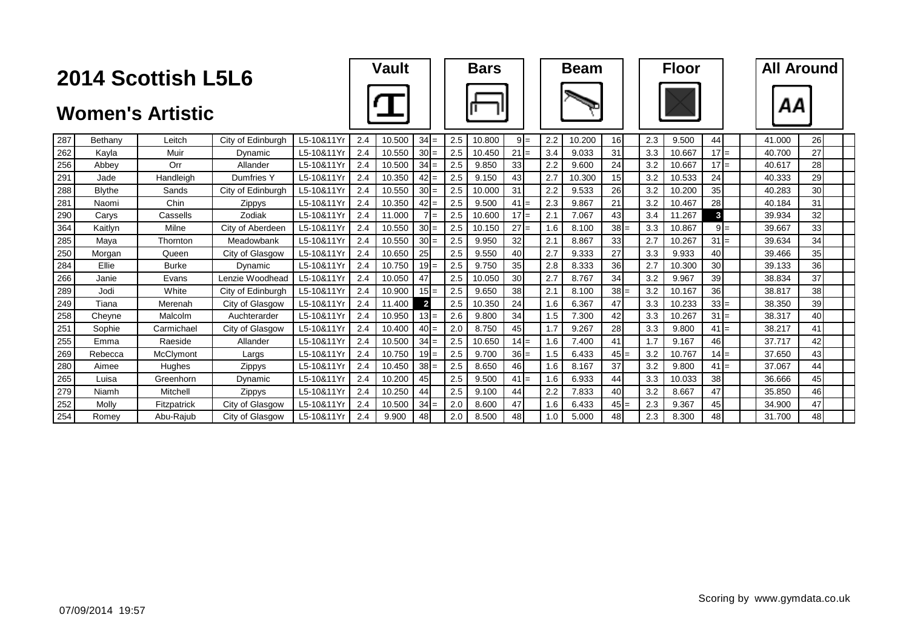# 2014 Scottish L5L6

## Women's Artistic

| | | | | | Vault | | | | Bars | | | | Beam | | | | Floor | | | | All Around | | |
|---|---|---|---|---|---|---|---|---|---|---|---|---|---|---|---|---|---|---|---|---|---|---|---|
| 287 | Bethany | Leitch | City of Edinburgh | L5-10&11Yr | 2.4 | 10.500 | 34 | = | 2.5 | 10.800 | 9 | = | 2.2 | 10.200 | 16 | | 2.3 | 9.500 | 44 | | 41.000 | 26 | |
| 262 | Kayla | Muir | Dynamic | L5-10&11Yr | 2.4 | 10.550 | 30 | = | 2.5 | 10.450 | 21 | = | 3.4 | 9.033 | 31 | | 3.3 | 10.667 | 17 | = | 40.700 | 27 | |
| 256 | Abbey | Orr | Allander | L5-10&11Yr | 2.4 | 10.500 | 34 | = | 2.5 | 9.850 | 33 | | 2.2 | 9.600 | 24 | | 3.2 | 10.667 | 17 | = | 40.617 | 28 | |
| 291 | Jade | Handleigh | Dumfries Y | L5-10&11Yr | 2.4 | 10.350 | 42 | = | 2.5 | 9.150 | 43 | | 2.7 | 10.300 | 15 | | 3.2 | 10.533 | 24 | | 40.333 | 29 | |
| 288 | Blythe | Sands | City of Edinburgh | L5-10&11Yr | 2.4 | 10.550 | 30 | = | 2.5 | 10.000 | 31 | | 2.2 | 9.533 | 26 | | 3.2 | 10.200 | 35 | | 40.283 | 30 | |
| 281 | Naomi | Chin | Zippys | L5-10&11Yr | 2.4 | 10.350 | 42 | = | 2.5 | 9.500 | 41 | = | 2.3 | 9.867 | 21 | | 3.2 | 10.467 | 28 | | 40.184 | 31 | |
| 290 | Carys | Cassells | Zodiak | L5-10&11Yr | 2.4 | 11.000 | 7 | = | 2.5 | 10.600 | 17 | = | 2.1 | 7.067 | 43 | | 3.4 | 11.267 | 3 | | 39.934 | 32 | |
| 364 | Kaitlyn | Milne | City of Aberdeen | L5-10&11Yr | 2.4 | 10.550 | 30 | = | 2.5 | 10.150 | 27 | = | 1.6 | 8.100 | 38 | = | 3.3 | 10.867 | 9 | = | 39.667 | 33 | |
| 285 | Maya | Thornton | Meadowbank | L5-10&11Yr | 2.4 | 10.550 | 30 | = | 2.5 | 9.950 | 32 | | 2.1 | 8.867 | 33 | | 2.7 | 10.267 | 31 | = | 39.634 | 34 | |
| 250 | Morgan | Queen | City of Glasgow | L5-10&11Yr | 2.4 | 10.650 | 25 | | 2.5 | 9.550 | 40 | | 2.7 | 9.333 | 27 | | 3.3 | 9.933 | 40 | | 39.466 | 35 | |
| 284 | Ellie | Burke | Dynamic | L5-10&11Yr | 2.4 | 10.750 | 19 | = | 2.5 | 9.750 | 35 | | 2.8 | 8.333 | 36 | | 2.7 | 10.300 | 30 | | 39.133 | 36 | |
| 266 | Janie | Evans | Lenzie Woodhead | L5-10&11Yr | 2.4 | 10.050 | 47 | | 2.5 | 10.050 | 30 | | 2.7 | 8.767 | 34 | | 3.2 | 9.967 | 39 | | 38.834 | 37 | |
| 289 | Jodi | White | City of Edinburgh | L5-10&11Yr | 2.4 | 10.900 | 15 | = | 2.5 | 9.650 | 38 | | 2.1 | 8.100 | 38 | = | 3.2 | 10.167 | 36 | | 38.817 | 38 | |
| 249 | Tiana | Merenah | City of Glasgow | L5-10&11Yr | 2.4 | 11.400 | 2 | | 2.5 | 10.350 | 24 | | 1.6 | 6.367 | 47 | | 3.3 | 10.233 | 33 | = | 38.350 | 39 | |
| 258 | Cheyne | Malcolm | Auchterarder | L5-10&11Yr | 2.4 | 10.950 | 13 | = | 2.6 | 9.800 | 34 | | 1.5 | 7.300 | 42 | | 3.3 | 10.267 | 31 | = | 38.317 | 40 | |
| 251 | Sophie | Carmichael | City of Glasgow | L5-10&11Yr | 2.4 | 10.400 | 40 | = | 2.0 | 8.750 | 45 | | 1.7 | 9.267 | 28 | | 3.3 | 9.800 | 41 | = | 38.217 | 41 | |
| 255 | Emma | Raeside | Allander | L5-10&11Yr | 2.4 | 10.500 | 34 | = | 2.5 | 10.650 | 14 | = | 1.6 | 7.400 | 41 | | 1.7 | 9.167 | 46 | | 37.717 | 42 | |
| 269 | Rebecca | McClymont | Largs | L5-10&11Yr | 2.4 | 10.750 | 19 | = | 2.5 | 9.700 | 36 | = | 1.5 | 6.433 | 45 | = | 3.2 | 10.767 | 14 | = | 37.650 | 43 | |
| 280 | Aimee | Hughes | Zippys | L5-10&11Yr | 2.4 | 10.450 | 38 | = | 2.5 | 8.650 | 46 | | 1.6 | 8.167 | 37 | | 3.2 | 9.800 | 41 | = | 37.067 | 44 | |
| 265 | Luisa | Greenhorn | Dynamic | L5-10&11Yr | 2.4 | 10.200 | 45 | | 2.5 | 9.500 | 41 | = | 1.6 | 6.933 | 44 | | 3.3 | 10.033 | 38 | | 36.666 | 45 | |
| 279 | Niamh | Mitchell | Zippys | L5-10&11Yr | 2.4 | 10.250 | 44 | | 2.5 | 9.100 | 44 | | 2.2 | 7.833 | 40 | | 3.2 | 8.667 | 47 | | 35.850 | 46 | |
| 252 | Molly | Fitzpatrick | City of Glasgow | L5-10&11Yr | 2.4 | 10.500 | 34 | = | 2.0 | 8.600 | 47 | | 1.6 | 6.433 | 45 | = | 2.3 | 9.367 | 45 | | 34.900 | 47 | |
| 254 | Romey | Abu-Rajub | City of Glasgow | L5-10&11Yr | 2.4 | 9.900 | 48 | | 2.0 | 8.500 | 48 | | 1.0 | 5.000 | 48 | | 2.3 | 8.300 | 48 | | 31.700 | 48 | |

Scoring by www.gymdata.co.uk

07/09/2014 19:57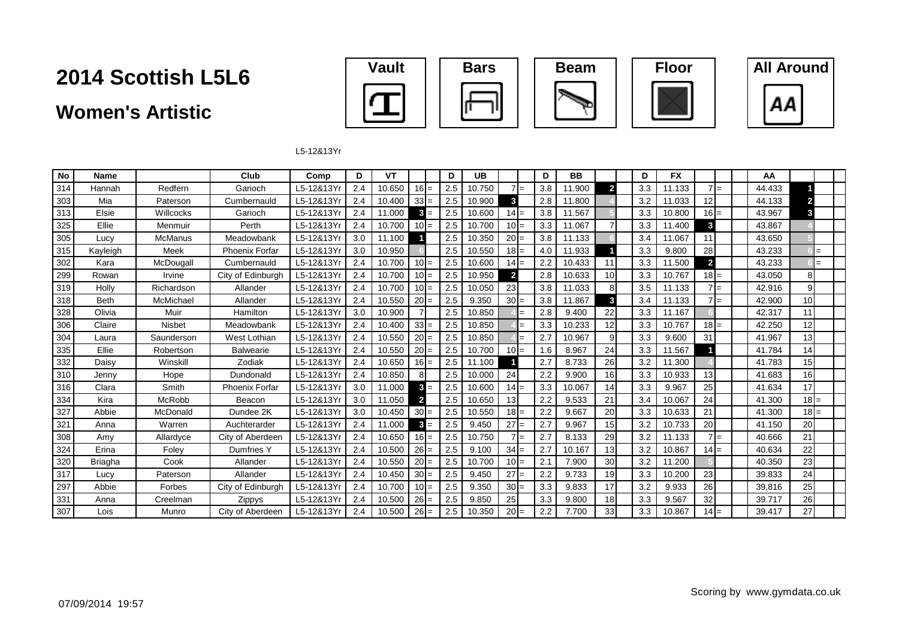# 2014 Scottish L5L6

## Women's Artistic

Vault | Bars | Beam | Floor | All Around

L5-12&13Yr

| No | Name | | Club | Comp | D | VT | | | D | UB | | | D | BB | | | D | FX | | | | AA | | |
|---|---|---|---|---|---|---|---|---|---|---|---|---|---|---|---|---|---|---|---|---|---|---|---|---|
| 314 | Hannah | Redfern | Garioch | L5-12&13Yr | 2.4 | 10.650 | 16 | = | 2.5 | 10.750 | 7 | = | 3.8 | 11.900 | 2 | | 3.3 | 11.133 | 7 | = | | 44.433 | 1 | |
| 303 | Mia | Paterson | Cumbernauld | L5-12&13Yr | 2.4 | 10.400 | 33 | = | 2.5 | 10.900 | 3 | | 2.8 | 11.800 | 4 | | 3.2 | 11.033 | 12 | | | 44.133 | 2 | |
| 313 | Elsie | Willcocks | Garioch | L5-12&13Yr | 2.4 | 11.000 | 3 | = | 2.5 | 10.600 | 14 | = | 3.8 | 11.567 | 5 | | 3.3 | 10.800 | 16 | = | | 43.967 | 3 | |
| 325 | Ellie | Menmuir | Perth | L5-12&13Yr | 2.4 | 10.700 | 10 | = | 2.5 | 10.700 | 10 | = | 3.3 | 11.067 | 7 | | 3.3 | 11.400 | 3 | | | 43.867 | 4 | |
| 305 | Lucy | McManus | Meadowbank | L5-12&13Yr | 3.0 | 11.100 | 1 | | 2.5 | 10.350 | 20 | = | 3.8 | 11.133 | 6 | | 3.4 | 11.067 | 11 | | | 43.650 | 5 | |
| 315 | Kayleigh | Meek | Phoenix Forfar | L5-12&13Yr | 3.0 | 10.950 | 6 | | 2.5 | 10.550 | 18 | = | 4.0 | 11.933 | 1 | | 3.3 | 9.800 | 28 | | | 43.233 | 6 | = |
| 302 | Kara | McDougall | Cumbernauld | L5-12&13Yr | 2.4 | 10.700 | 10 | = | 2.5 | 10.600 | 14 | = | 2.2 | 10.433 | 11 | | 3.3 | 11.500 | 2 | | | 43.233 | 6 | = |
| 299 | Rowan | Irvine | City of Edinburgh | L5-12&13Yr | 2.4 | 10.700 | 10 | = | 2.5 | 10.950 | 2 | | 2.8 | 10.633 | 10 | | 3.3 | 10.767 | 18 | = | | 43.050 | 8 | |
| 319 | Holly | Richardson | Allander | L5-12&13Yr | 2.4 | 10.700 | 10 | = | 2.5 | 10.050 | 23 | | 3.8 | 11.033 | 8 | | 3.5 | 11.133 | 7 | = | | 42.916 | 9 | |
| 318 | Beth | McMichael | Allander | L5-12&13Yr | 2.4 | 10.550 | 20 | = | 2.5 | 9.350 | 30 | = | 3.8 | 11.867 | 3 | | 3.4 | 11.133 | 7 | = | | 42.900 | 10 | |
| 328 | Olivia | Muir | Hamilton | L5-12&13Yr | 3.0 | 10.900 | 7 | | 2.5 | 10.850 | 4 | = | 2.8 | 9.400 | 22 | | 3.3 | 11.167 | 6 | | | 42.317 | 11 | |
| 306 | Claire | Nisbet | Meadowbank | L5-12&13Yr | 2.4 | 10.400 | 33 | = | 2.5 | 10.850 | 4 | = | 3.3 | 10.233 | 12 | | 3.3 | 10.767 | 18 | = | | 42.250 | 12 | |
| 304 | Laura | Saunderson | West Lothian | L5-12&13Yr | 2.4 | 10.550 | 20 | = | 2.5 | 10.850 | 4 | = | 2.7 | 10.967 | 9 | | 3.3 | 9.600 | 31 | | | 41.967 | 13 | |
| 335 | Ellie | Robertson | Balwearie | L5-12&13Yr | 2.4 | 10.550 | 20 | = | 2.5 | 10.700 | 10 | = | 1.6 | 8.967 | 24 | | 3.3 | 11.567 | 1 | | | 41.784 | 14 | |
| 332 | Daisy | Winskill | Zodiak | L5-12&13Yr | 2.4 | 10.650 | 16 | = | 2.5 | 11.100 | 1 | | 2.7 | 8.733 | 26 | | 3.2 | 11.300 | 4 | | | 41.783 | 15 | |
| 310 | Jenny | Hope | Dundonald | L5-12&13Yr | 2.4 | 10.850 | 8 | | 2.5 | 10.000 | 24 | | 2.2 | 9.900 | 16 | | 3.3 | 10.933 | 13 | | | 41.683 | 16 | |
| 316 | Clara | Smith | Phoenix Forfar | L5-12&13Yr | 3.0 | 11.000 | 3 | = | 2.5 | 10.600 | 14 | = | 3.3 | 10.067 | 14 | | 3.3 | 9.967 | 25 | | | 41.634 | 17 | |
| 334 | Kira | McRobb | Beacon | L5-12&13Yr | 3.0 | 11.050 | 2 | | 2.5 | 10.650 | 13 | | 2.2 | 9.533 | 21 | | 3.4 | 10.067 | 24 | | | 41.300 | 18 | = |
| 327 | Abbie | McDonald | Dundee 2K | L5-12&13Yr | 3.0 | 10.450 | 30 | = | 2.5 | 10.550 | 18 | = | 2.2 | 9.667 | 20 | | 3.3 | 10.633 | 21 | | | 41.300 | 18 | = |
| 321 | Anna | Warren | Auchterarder | L5-12&13Yr | 2.4 | 11.000 | 3 | = | 2.5 | 9.450 | 27 | = | 2.7 | 9.967 | 15 | | 3.2 | 10.733 | 20 | | | 41.150 | 20 | |
| 308 | Amy | Allardyce | City of Aberdeen | L5-12&13Yr | 2.4 | 10.650 | 16 | = | 2.5 | 10.750 | 7 | = | 2.7 | 8.133 | 29 | | 3.2 | 11.133 | 7 | = | | 40.666 | 21 | |
| 324 | Erina | Foley | Dumfries Y | L5-12&13Yr | 2.4 | 10.500 | 26 | = | 2.5 | 9.100 | 34 | = | 2.7 | 10.167 | 13 | | 3.2 | 10.867 | 14 | = | | 40.634 | 22 | |
| 320 | Briagha | Cook | Allander | L5-12&13Yr | 2.4 | 10.550 | 20 | = | 2.5 | 10.700 | 10 | = | 2.1 | 7.900 | 30 | | 3.2 | 11.200 | 5 | | | 40.350 | 23 | |
| 317 | Lucy | Paterson | Allander | L5-12&13Yr | 2.4 | 10.450 | 30 | = | 2.5 | 9.450 | 27 | = | 2.2 | 9.733 | 19 | | 3.3 | 10.200 | 23 | | | 39.833 | 24 | |
| 297 | Abbie | Forbes | City of Edinburgh | L5-12&13Yr | 2.4 | 10.700 | 10 | = | 2.5 | 9.350 | 30 | = | 3.3 | 9.833 | 17 | | 3.2 | 9.933 | 26 | | | 39.816 | 25 | |
| 331 | Anna | Creelman | Zippys | L5-12&13Yr | 2.4 | 10.500 | 26 | = | 2.5 | 9.850 | 25 | | 3.3 | 9.800 | 18 | | 3.3 | 9.567 | 32 | | | 39.717 | 26 | |
| 307 | Lois | Munro | City of Aberdeen | L5-12&13Yr | 2.4 | 10.500 | 26 | = | 2.5 | 10.350 | 20 | = | 2.2 | 7.700 | 33 | | 3.3 | 10.867 | 14 | = | | 39.417 | 27 | |

07/09/2014 19:57

Scoring by www.gymdata.co.uk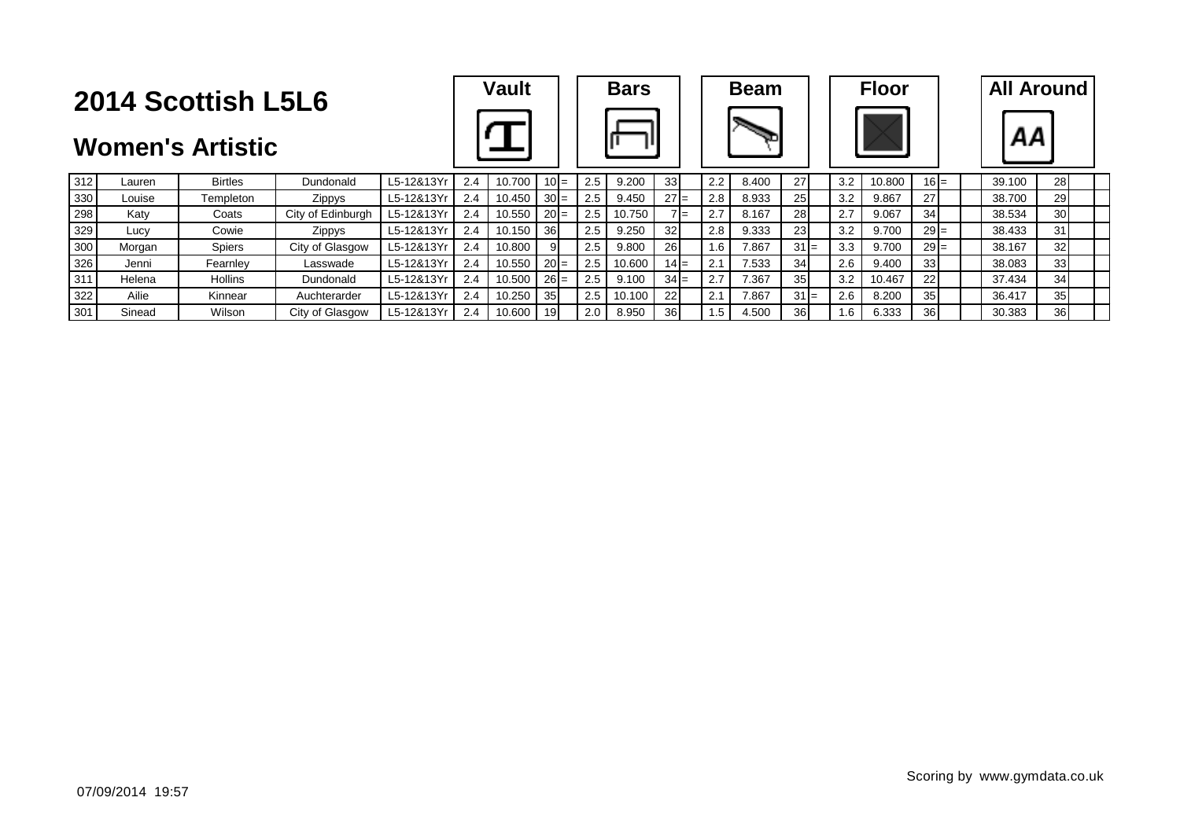# 2014 Scottish L5L6

## Women's Artistic

| No. | First Name | Surname | Club | Category | Vault D | Vault Score | Vault Rank | | Bars D | Bars Score | Bars Rank | | Beam D | Beam Score | Beam Rank | | Floor D | Floor Score | Floor Rank | | | All Around | AA Rank | | |
|---|---|---|---|---|---|---|---|---|---|---|---|---|---|---|---|---|---|---|---|---|---|---|---|---|---|
| 312 | Lauren | Birtles | Dundonald | L5-12&13Yr | 2.4 | 10.700 | 10 | = | 2.5 | 9.200 | 33 | | 2.2 | 8.400 | 27 | | 3.2 | 10.800 | 16 | = | | 39.100 | 28 | | |
| 330 | Louise | Templeton | Zippys | L5-12&13Yr | 2.4 | 10.450 | 30 | = | 2.5 | 9.450 | 27 | = | 2.8 | 8.933 | 25 | | 3.2 | 9.867 | 27 | | | 38.700 | 29 | | |
| 298 | Katy | Coats | City of Edinburgh | L5-12&13Yr | 2.4 | 10.550 | 20 | = | 2.5 | 10.750 | 7 | = | 2.7 | 8.167 | 28 | | 2.7 | 9.067 | 34 | | | 38.534 | 30 | | |
| 329 | Lucy | Cowie | Zippys | L5-12&13Yr | 2.4 | 10.150 | 36 | | 2.5 | 9.250 | 32 | | 2.8 | 9.333 | 23 | | 3.2 | 9.700 | 29 | = | | 38.433 | 31 | | |
| 300 | Morgan | Spiers | City of Glasgow | L5-12&13Yr | 2.4 | 10.800 | 9 | | 2.5 | 9.800 | 26 | | 1.6 | 7.867 | 31 | = | 3.3 | 9.700 | 29 | = | | 38.167 | 32 | | |
| 326 | Jenni | Fearnley | Lasswade | L5-12&13Yr | 2.4 | 10.550 | 20 | = | 2.5 | 10.600 | 14 | = | 2.1 | 7.533 | 34 | | 2.6 | 9.400 | 33 | | | 38.083 | 33 | | |
| 311 | Helena | Hollins | Dundonald | L5-12&13Yr | 2.4 | 10.500 | 26 | = | 2.5 | 9.100 | 34 | = | 2.7 | 7.367 | 35 | | 3.2 | 10.467 | 22 | | | 37.434 | 34 | | |
| 322 | Ailie | Kinnear | Auchterarder | L5-12&13Yr | 2.4 | 10.250 | 35 | | 2.5 | 10.100 | 22 | | 2.1 | 7.867 | 31 | = | 2.6 | 8.200 | 35 | | | 36.417 | 35 | | |
| 301 | Sinead | Wilson | City of Glasgow | L5-12&13Yr | 2.4 | 10.600 | 19 | | 2.0 | 8.950 | 36 | | 1.5 | 4.500 | 36 | | 1.6 | 6.333 | 36 | | | 30.383 | 36 | | |

Scoring by www.gymdata.co.uk

07/09/2014 19:57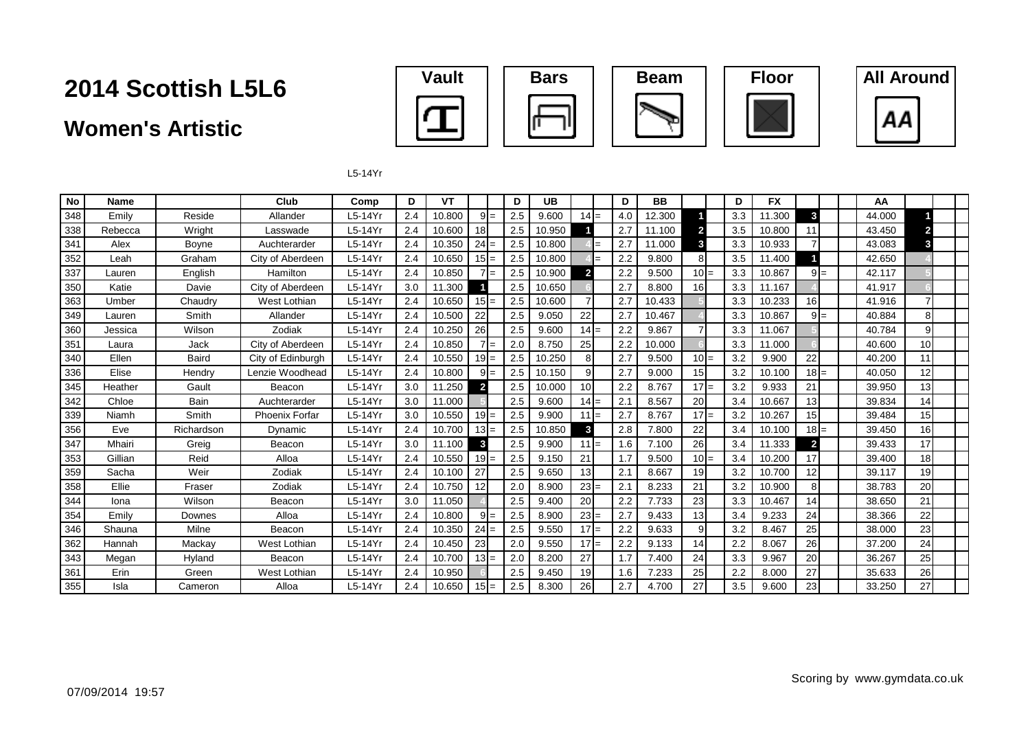# 2014 Scottish L5L6

## Women's Artistic

Vault | Bars | Beam | Floor | All Around

L5-14Yr

| No | Name | | Club | Comp | D | VT | | | D | UB | | | D | BB | | | D | FX | | | | AA | | |
|---|---|---|---|---|---|---|---|---|---|---|---|---|---|---|---|---|---|---|---|---|---|---|---|---|
| 348 | Emily | Reside | Allander | L5-14Yr | 2.4 | 10.800 | 9 | = | 2.5 | 9.600 | 14 | = | 4.0 | 12.300 | 1 | | 3.3 | 11.300 | 3 | | | 44.000 | 1 | |
| 338 | Rebecca | Wright | Lasswade | L5-14Yr | 2.4 | 10.600 | 18 | | 2.5 | 10.950 | 1 | | 2.7 | 11.100 | 2 | | 3.5 | 10.800 | 11 | | | 43.450 | 2 | |
| 341 | Alex | Boyne | Auchterarder | L5-14Yr | 2.4 | 10.350 | 24 | = | 2.5 | 10.800 | 4 | = | 2.7 | 11.000 | 3 | | 3.3 | 10.933 | 7 | | | 43.083 | 3 | |
| 352 | Leah | Graham | City of Aberdeen | L5-14Yr | 2.4 | 10.650 | 15 | = | 2.5 | 10.800 | 4 | = | 2.2 | 9.800 | 8 | | 3.5 | 11.400 | 1 | | | 42.650 | 4 | |
| 337 | Lauren | English | Hamilton | L5-14Yr | 2.4 | 10.850 | 7 | = | 2.5 | 10.900 | 2 | | 2.2 | 9.500 | 10 | = | 3.3 | 10.867 | 9 | = | | 42.117 | 5 | |
| 350 | Katie | Davie | City of Aberdeen | L5-14Yr | 3.0 | 11.300 | 1 | | 2.5 | 10.650 | 6 | | 2.7 | 8.800 | 16 | | 3.3 | 11.167 | 4 | | | 41.917 | 6 | |
| 363 | Umber | Chaudry | West Lothian | L5-14Yr | 2.4 | 10.650 | 15 | = | 2.5 | 10.600 | 7 | | 2.7 | 10.433 | 5 | | 3.3 | 10.233 | 16 | | | 41.916 | 7 | |
| 349 | Lauren | Smith | Allander | L5-14Yr | 2.4 | 10.500 | 22 | | 2.5 | 9.050 | 22 | | 2.7 | 10.467 | 4 | | 3.3 | 10.867 | 9 | = | | 40.884 | 8 | |
| 360 | Jessica | Wilson | Zodiak | L5-14Yr | 2.4 | 10.250 | 26 | | 2.5 | 9.600 | 14 | = | 2.2 | 9.867 | 7 | | 3.3 | 11.067 | 5 | | | 40.784 | 9 | |
| 351 | Laura | Jack | City of Aberdeen | L5-14Yr | 2.4 | 10.850 | 7 | = | 2.0 | 8.750 | 25 | | 2.2 | 10.000 | 6 | | 3.3 | 11.000 | 6 | | | 40.600 | 10 | |
| 340 | Ellen | Baird | City of Edinburgh | L5-14Yr | 2.4 | 10.550 | 19 | = | 2.5 | 10.250 | 8 | | 2.7 | 9.500 | 10 | = | 3.2 | 9.900 | 22 | | | 40.200 | 11 | |
| 336 | Elise | Hendry | Lenzie Woodhead | L5-14Yr | 2.4 | 10.800 | 9 | = | 2.5 | 10.150 | 9 | | 2.7 | 9.000 | 15 | | 3.2 | 10.100 | 18 | = | | 40.050 | 12 | |
| 345 | Heather | Gault | Beacon | L5-14Yr | 3.0 | 11.250 | 2 | | 2.5 | 10.000 | 10 | | 2.2 | 8.767 | 17 | = | 3.2 | 9.933 | 21 | | | 39.950 | 13 | |
| 342 | Chloe | Bain | Auchterarder | L5-14Yr | 3.0 | 11.000 | 5 | | 2.5 | 9.600 | 14 | = | 2.1 | 8.567 | 20 | | 3.4 | 10.667 | 13 | | | 39.834 | 14 | |
| 339 | Niamh | Smith | Phoenix Forfar | L5-14Yr | 3.0 | 10.550 | 19 | = | 2.5 | 9.900 | 11 | = | 2.7 | 8.767 | 17 | = | 3.2 | 10.267 | 15 | | | 39.484 | 15 | |
| 356 | Eve | Richardson | Dynamic | L5-14Yr | 2.4 | 10.700 | 13 | = | 2.5 | 10.850 | 3 | | 2.8 | 7.800 | 22 | | 3.4 | 10.100 | 18 | = | | 39.450 | 16 | |
| 347 | Mhairi | Greig | Beacon | L5-14Yr | 3.0 | 11.100 | 3 | | 2.5 | 9.900 | 11 | = | 1.6 | 7.100 | 26 | | 3.4 | 11.333 | 2 | | | 39.433 | 17 | |
| 353 | Gillian | Reid | Alloa | L5-14Yr | 2.4 | 10.550 | 19 | = | 2.5 | 9.150 | 21 | | 1.7 | 9.500 | 10 | = | 3.4 | 10.200 | 17 | | | 39.400 | 18 | |
| 359 | Sacha | Weir | Zodiak | L5-14Yr | 2.4 | 10.100 | 27 | | 2.5 | 9.650 | 13 | | 2.1 | 8.667 | 19 | | 3.2 | 10.700 | 12 | | | 39.117 | 19 | |
| 358 | Ellie | Fraser | Zodiak | L5-14Yr | 2.4 | 10.750 | 12 | | 2.0 | 8.900 | 23 | = | 2.1 | 8.233 | 21 | | 3.2 | 10.900 | 8 | | | 38.783 | 20 | |
| 344 | Iona | Wilson | Beacon | L5-14Yr | 3.0 | 11.050 | 4 | | 2.5 | 9.400 | 20 | | 2.2 | 7.733 | 23 | | 3.3 | 10.467 | 14 | | | 38.650 | 21 | |
| 354 | Emily | Downes | Alloa | L5-14Yr | 2.4 | 10.800 | 9 | = | 2.5 | 8.900 | 23 | = | 2.7 | 9.433 | 13 | | 3.4 | 9.233 | 24 | | | 38.366 | 22 | |
| 346 | Shauna | Milne | Beacon | L5-14Yr | 2.4 | 10.350 | 24 | = | 2.5 | 9.550 | 17 | = | 2.2 | 9.633 | 9 | | 3.2 | 8.467 | 25 | | | 38.000 | 23 | |
| 362 | Hannah | Mackay | West Lothian | L5-14Yr | 2.4 | 10.450 | 23 | | 2.0 | 9.550 | 17 | = | 2.2 | 9.133 | 14 | | 2.2 | 8.067 | 26 | | | 37.200 | 24 | |
| 343 | Megan | Hyland | Beacon | L5-14Yr | 2.4 | 10.700 | 13 | = | 2.0 | 8.200 | 27 | | 1.7 | 7.400 | 24 | | 3.3 | 9.967 | 20 | | | 36.267 | 25 | |
| 361 | Erin | Green | West Lothian | L5-14Yr | 2.4 | 10.950 | 6 | | 2.5 | 9.450 | 19 | | 1.6 | 7.233 | 25 | | 2.2 | 8.000 | 27 | | | 35.633 | 26 | |
| 355 | Isla | Cameron | Alloa | L5-14Yr | 2.4 | 10.650 | 15 | = | 2.5 | 8.300 | 26 | | 2.7 | 4.700 | 27 | | 3.5 | 9.600 | 23 | | | 33.250 | 27 | |

07/09/2014 19:57

Scoring by www.gymdata.co.uk